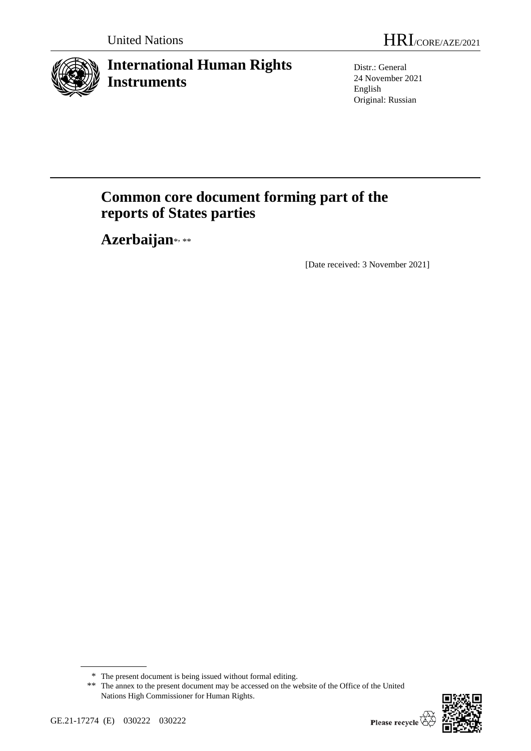United Nations HRI/CORE/AZE/2021

# International Human Rights Instruments

Distr.: General
24 November 2021
English
Original: Russian

# Common core document forming part of the reports of States parties

## Azerbaijan*, **

[Date received: 3 November 2021]

\* The present document is being issued without formal editing.

\*\* The annex to the present document may be accessed on the website of the Office of the United Nations High Commissioner for Human Rights.

GE.21-17274 (E) 030222 030222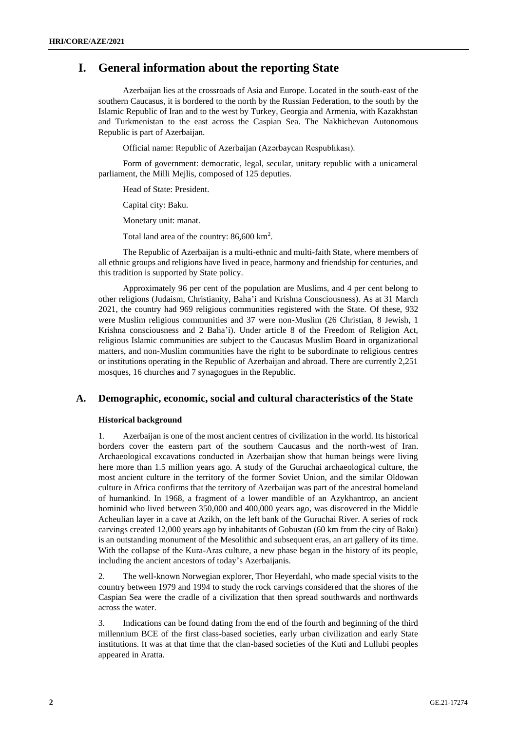# I. General information about the reporting State

Azerbaijan lies at the crossroads of Asia and Europe. Located in the south-east of the southern Caucasus, it is bordered to the north by the Russian Federation, to the south by the Islamic Republic of Iran and to the west by Turkey, Georgia and Armenia, with Kazakhstan and Turkmenistan to the east across the Caspian Sea. The Nakhichevan Autonomous Republic is part of Azerbaijan.

Official name: Republic of Azerbaijan (Azərbaycan Respublikası).

Form of government: democratic, legal, secular, unitary republic with a unicameral parliament, the Milli Mejlis, composed of 125 deputies.

Head of State: President.

Capital city: Baku.

Monetary unit: manat.

Total land area of the country: 86,600 km$^2$.

The Republic of Azerbaijan is a multi-ethnic and multi-faith State, where members of all ethnic groups and religions have lived in peace, harmony and friendship for centuries, and this tradition is supported by State policy.

Approximately 96 per cent of the population are Muslims, and 4 per cent belong to other religions (Judaism, Christianity, Baha'i and Krishna Consciousness). As at 31 March 2021, the country had 969 religious communities registered with the State. Of these, 932 were Muslim religious communities and 37 were non-Muslim (26 Christian, 8 Jewish, 1 Krishna consciousness and 2 Baha'i). Under article 8 of the Freedom of Religion Act, religious Islamic communities are subject to the Caucasus Muslim Board in organizational matters, and non-Muslim communities have the right to be subordinate to religious centres or institutions operating in the Republic of Azerbaijan and abroad. There are currently 2,251 mosques, 16 churches and 7 synagogues in the Republic.

## A. Demographic, economic, social and cultural characteristics of the State

### Historical background

1. Azerbaijan is one of the most ancient centres of civilization in the world. Its historical borders cover the eastern part of the southern Caucasus and the north-west of Iran. Archaeological excavations conducted in Azerbaijan show that human beings were living here more than 1.5 million years ago. A study of the Guruchai archaeological culture, the most ancient culture in the territory of the former Soviet Union, and the similar Oldowan culture in Africa confirms that the territory of Azerbaijan was part of the ancestral homeland of humankind. In 1968, a fragment of a lower mandible of an Azykhantrop, an ancient hominid who lived between 350,000 and 400,000 years ago, was discovered in the Middle Acheulian layer in a cave at Azikh, on the left bank of the Guruchai River. A series of rock carvings created 12,000 years ago by inhabitants of Gobustan (60 km from the city of Baku) is an outstanding monument of the Mesolithic and subsequent eras, an art gallery of its time. With the collapse of the Kura-Aras culture, a new phase began in the history of its people, including the ancient ancestors of today's Azerbaijanis.

2. The well-known Norwegian explorer, Thor Heyerdahl, who made special visits to the country between 1979 and 1994 to study the rock carvings considered that the shores of the Caspian Sea were the cradle of a civilization that then spread southwards and northwards across the water.

3. Indications can be found dating from the end of the fourth and beginning of the third millennium BCE of the first class-based societies, early urban civilization and early State institutions. It was at that time that the clan-based societies of the Kuti and Lullubi peoples appeared in Aratta.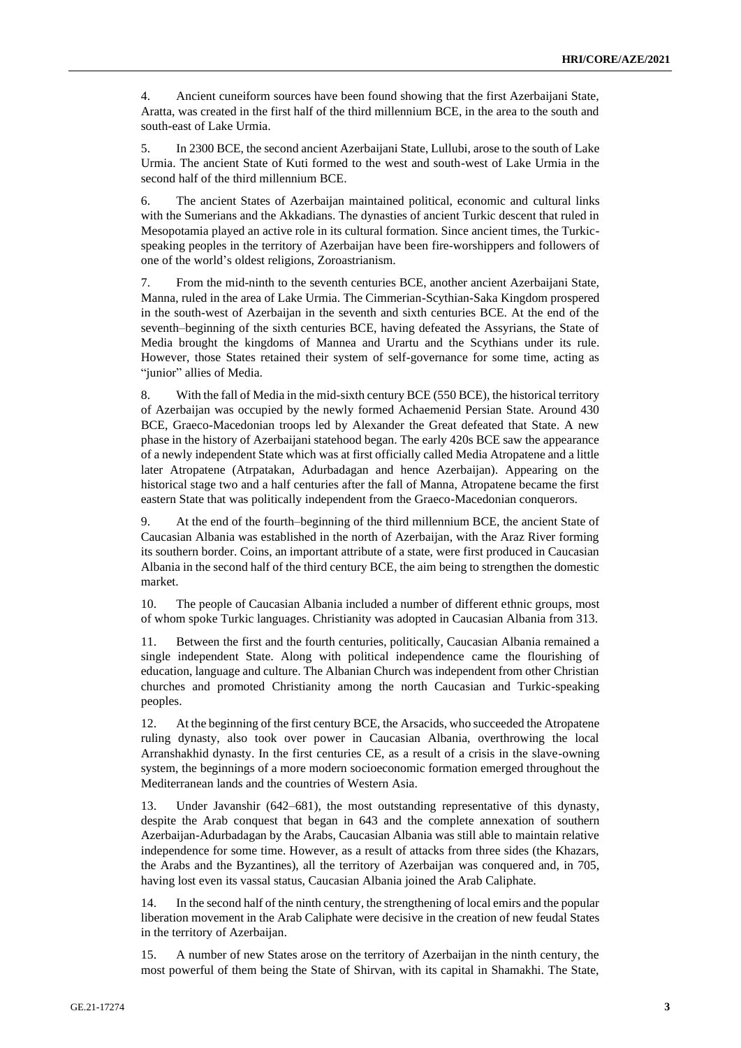4. Ancient cuneiform sources have been found showing that the first Azerbaijani State, Aratta, was created in the first half of the third millennium BCE, in the area to the south and south-east of Lake Urmia.

5. In 2300 BCE, the second ancient Azerbaijani State, Lullubi, arose to the south of Lake Urmia. The ancient State of Kuti formed to the west and south-west of Lake Urmia in the second half of the third millennium BCE.

6. The ancient States of Azerbaijan maintained political, economic and cultural links with the Sumerians and the Akkadians. The dynasties of ancient Turkic descent that ruled in Mesopotamia played an active role in its cultural formation. Since ancient times, the Turkic-speaking peoples in the territory of Azerbaijan have been fire-worshippers and followers of one of the world's oldest religions, Zoroastrianism.

7. From the mid-ninth to the seventh centuries BCE, another ancient Azerbaijani State, Manna, ruled in the area of Lake Urmia. The Cimmerian-Scythian-Saka Kingdom prospered in the south-west of Azerbaijan in the seventh and sixth centuries BCE. At the end of the seventh–beginning of the sixth centuries BCE, having defeated the Assyrians, the State of Media brought the kingdoms of Mannea and Urartu and the Scythians under its rule. However, those States retained their system of self-governance for some time, acting as "junior" allies of Media.

8. With the fall of Media in the mid-sixth century BCE (550 BCE), the historical territory of Azerbaijan was occupied by the newly formed Achaemenid Persian State. Around 430 BCE, Graeco-Macedonian troops led by Alexander the Great defeated that State. A new phase in the history of Azerbaijani statehood began. The early 420s BCE saw the appearance of a newly independent State which was at first officially called Media Atropatene and a little later Atropatene (Atrpatakan, Adurbadagan and hence Azerbaijan). Appearing on the historical stage two and a half centuries after the fall of Manna, Atropatene became the first eastern State that was politically independent from the Graeco-Macedonian conquerors.

9. At the end of the fourth–beginning of the third millennium BCE, the ancient State of Caucasian Albania was established in the north of Azerbaijan, with the Araz River forming its southern border. Coins, an important attribute of a state, were first produced in Caucasian Albania in the second half of the third century BCE, the aim being to strengthen the domestic market.

10. The people of Caucasian Albania included a number of different ethnic groups, most of whom spoke Turkic languages. Christianity was adopted in Caucasian Albania from 313.

11. Between the first and the fourth centuries, politically, Caucasian Albania remained a single independent State. Along with political independence came the flourishing of education, language and culture. The Albanian Church was independent from other Christian churches and promoted Christianity among the north Caucasian and Turkic-speaking peoples.

12. At the beginning of the first century BCE, the Arsacids, who succeeded the Atropatene ruling dynasty, also took over power in Caucasian Albania, overthrowing the local Arranshakhid dynasty. In the first centuries CE, as a result of a crisis in the slave-owning system, the beginnings of a more modern socioeconomic formation emerged throughout the Mediterranean lands and the countries of Western Asia.

13. Under Javanshir (642–681), the most outstanding representative of this dynasty, despite the Arab conquest that began in 643 and the complete annexation of southern Azerbaijan-Adurbadagan by the Arabs, Caucasian Albania was still able to maintain relative independence for some time. However, as a result of attacks from three sides (the Khazars, the Arabs and the Byzantines), all the territory of Azerbaijan was conquered and, in 705, having lost even its vassal status, Caucasian Albania joined the Arab Caliphate.

14. In the second half of the ninth century, the strengthening of local emirs and the popular liberation movement in the Arab Caliphate were decisive in the creation of new feudal States in the territory of Azerbaijan.

15. A number of new States arose on the territory of Azerbaijan in the ninth century, the most powerful of them being the State of Shirvan, with its capital in Shamakhi. The State,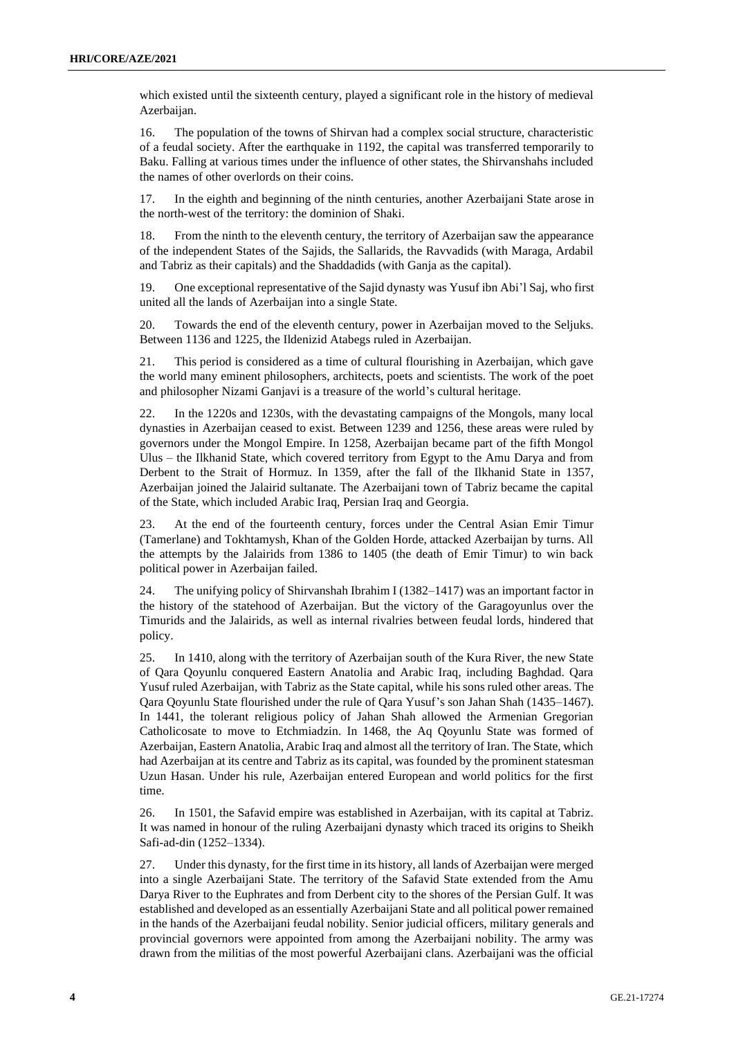which existed until the sixteenth century, played a significant role in the history of medieval Azerbaijan.

16. The population of the towns of Shirvan had a complex social structure, characteristic of a feudal society. After the earthquake in 1192, the capital was transferred temporarily to Baku. Falling at various times under the influence of other states, the Shirvanshahs included the names of other overlords on their coins.

17. In the eighth and beginning of the ninth centuries, another Azerbaijani State arose in the north-west of the territory: the dominion of Shaki.

18. From the ninth to the eleventh century, the territory of Azerbaijan saw the appearance of the independent States of the Sajids, the Sallarids, the Ravvadids (with Maraga, Ardabil and Tabriz as their capitals) and the Shaddadids (with Ganja as the capital).

19. One exceptional representative of the Sajid dynasty was Yusuf ibn Abi'l Saj, who first united all the lands of Azerbaijan into a single State.

20. Towards the end of the eleventh century, power in Azerbaijan moved to the Seljuks. Between 1136 and 1225, the Ildenizid Atabegs ruled in Azerbaijan.

21. This period is considered as a time of cultural flourishing in Azerbaijan, which gave the world many eminent philosophers, architects, poets and scientists. The work of the poet and philosopher Nizami Ganjavi is a treasure of the world's cultural heritage.

22. In the 1220s and 1230s, with the devastating campaigns of the Mongols, many local dynasties in Azerbaijan ceased to exist. Between 1239 and 1256, these areas were ruled by governors under the Mongol Empire. In 1258, Azerbaijan became part of the fifth Mongol Ulus – the Ilkhanid State, which covered territory from Egypt to the Amu Darya and from Derbent to the Strait of Hormuz. In 1359, after the fall of the Ilkhanid State in 1357, Azerbaijan joined the Jalairid sultanate. The Azerbaijani town of Tabriz became the capital of the State, which included Arabic Iraq, Persian Iraq and Georgia.

23. At the end of the fourteenth century, forces under the Central Asian Emir Timur (Tamerlane) and Tokhtamysh, Khan of the Golden Horde, attacked Azerbaijan by turns. All the attempts by the Jalairids from 1386 to 1405 (the death of Emir Timur) to win back political power in Azerbaijan failed.

24. The unifying policy of Shirvanshah Ibrahim I (1382–1417) was an important factor in the history of the statehood of Azerbaijan. But the victory of the Garagoyunlus over the Timurids and the Jalairids, as well as internal rivalries between feudal lords, hindered that policy.

25. In 1410, along with the territory of Azerbaijan south of the Kura River, the new State of Qara Qoyunlu conquered Eastern Anatolia and Arabic Iraq, including Baghdad. Qara Yusuf ruled Azerbaijan, with Tabriz as the State capital, while his sons ruled other areas. The Qara Qoyunlu State flourished under the rule of Qara Yusuf's son Jahan Shah (1435–1467). In 1441, the tolerant religious policy of Jahan Shah allowed the Armenian Gregorian Catholicosate to move to Etchmiadzin. In 1468, the Aq Qoyunlu State was formed of Azerbaijan, Eastern Anatolia, Arabic Iraq and almost all the territory of Iran. The State, which had Azerbaijan at its centre and Tabriz as its capital, was founded by the prominent statesman Uzun Hasan. Under his rule, Azerbaijan entered European and world politics for the first time.

26. In 1501, the Safavid empire was established in Azerbaijan, with its capital at Tabriz. It was named in honour of the ruling Azerbaijani dynasty which traced its origins to Sheikh Safi-ad-din (1252–1334).

27. Under this dynasty, for the first time in its history, all lands of Azerbaijan were merged into a single Azerbaijani State. The territory of the Safavid State extended from the Amu Darya River to the Euphrates and from Derbent city to the shores of the Persian Gulf. It was established and developed as an essentially Azerbaijani State and all political power remained in the hands of the Azerbaijani feudal nobility. Senior judicial officers, military generals and provincial governors were appointed from among the Azerbaijani nobility. The army was drawn from the militias of the most powerful Azerbaijani clans. Azerbaijani was the official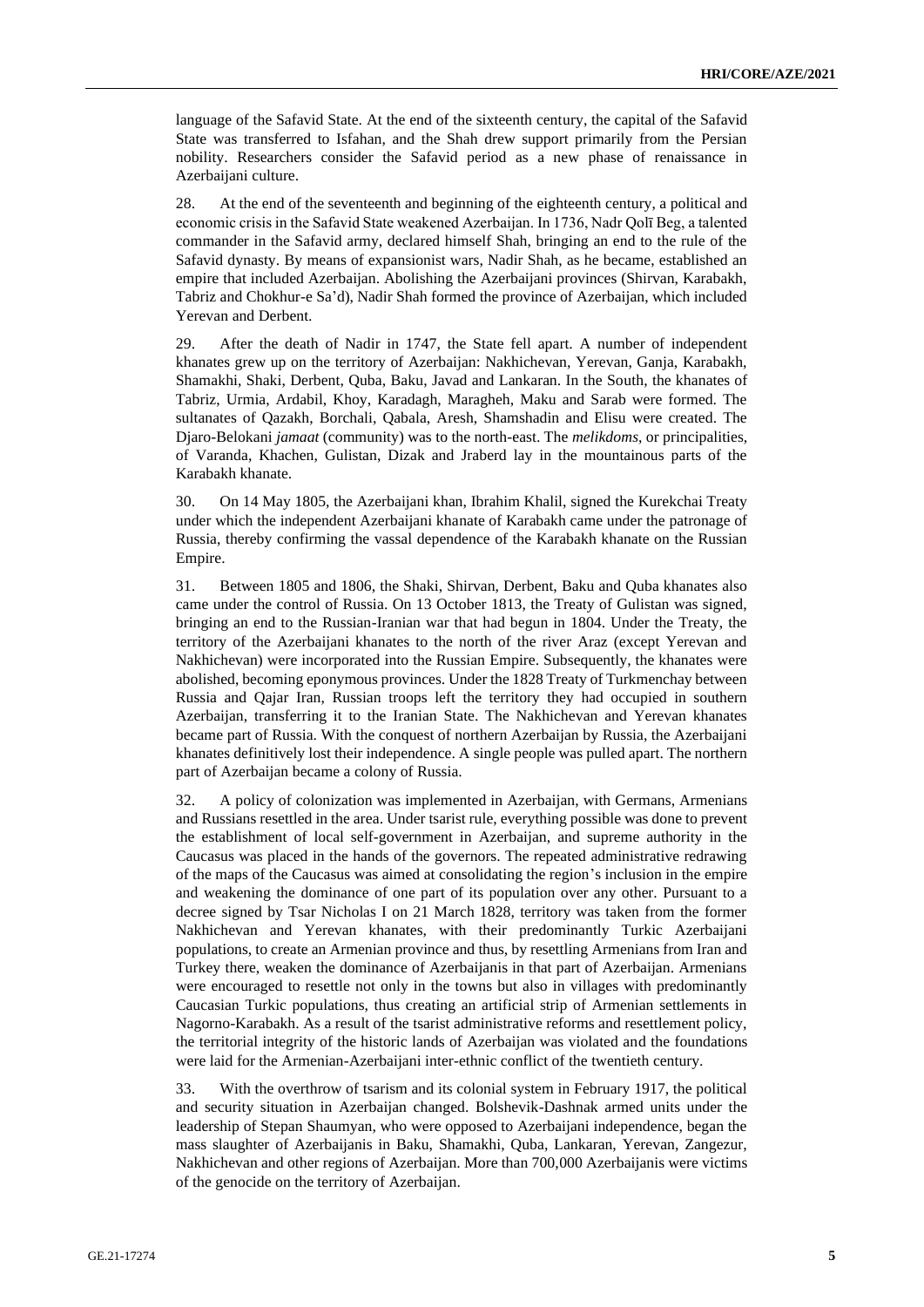language of the Safavid State. At the end of the sixteenth century, the capital of the Safavid State was transferred to Isfahan, and the Shah drew support primarily from the Persian nobility. Researchers consider the Safavid period as a new phase of renaissance in Azerbaijani culture.

28. At the end of the seventeenth and beginning of the eighteenth century, a political and economic crisis in the Safavid State weakened Azerbaijan. In 1736, Nadr Qolī Beg, a talented commander in the Safavid army, declared himself Shah, bringing an end to the rule of the Safavid dynasty. By means of expansionist wars, Nadir Shah, as he became, established an empire that included Azerbaijan. Abolishing the Azerbaijani provinces (Shirvan, Karabakh, Tabriz and Chokhur-e Sa'd), Nadir Shah formed the province of Azerbaijan, which included Yerevan and Derbent.

29. After the death of Nadir in 1747, the State fell apart. A number of independent khanates grew up on the territory of Azerbaijan: Nakhichevan, Yerevan, Ganja, Karabakh, Shamakhi, Shaki, Derbent, Quba, Baku, Javad and Lankaran. In the South, the khanates of Tabriz, Urmia, Ardabil, Khoy, Karadagh, Maragheh, Maku and Sarab were formed. The sultanates of Qazakh, Borchali, Qabala, Aresh, Shamshadin and Elisu were created. The Djaro-Belokani *jamaat* (community) was to the north-east. The *melikdoms*, or principalities, of Varanda, Khachen, Gulistan, Dizak and Jraberd lay in the mountainous parts of the Karabakh khanate.

30. On 14 May 1805, the Azerbaijani khan, Ibrahim Khalil, signed the Kurekchai Treaty under which the independent Azerbaijani khanate of Karabakh came under the patronage of Russia, thereby confirming the vassal dependence of the Karabakh khanate on the Russian Empire.

31. Between 1805 and 1806, the Shaki, Shirvan, Derbent, Baku and Quba khanates also came under the control of Russia. On 13 October 1813, the Treaty of Gulistan was signed, bringing an end to the Russian-Iranian war that had begun in 1804. Under the Treaty, the territory of the Azerbaijani khanates to the north of the river Araz (except Yerevan and Nakhichevan) were incorporated into the Russian Empire. Subsequently, the khanates were abolished, becoming eponymous provinces. Under the 1828 Treaty of Turkmenchay between Russia and Qajar Iran, Russian troops left the territory they had occupied in southern Azerbaijan, transferring it to the Iranian State. The Nakhichevan and Yerevan khanates became part of Russia. With the conquest of northern Azerbaijan by Russia, the Azerbaijani khanates definitively lost their independence. A single people was pulled apart. The northern part of Azerbaijan became a colony of Russia.

32. A policy of colonization was implemented in Azerbaijan, with Germans, Armenians and Russians resettled in the area. Under tsarist rule, everything possible was done to prevent the establishment of local self-government in Azerbaijan, and supreme authority in the Caucasus was placed in the hands of the governors. The repeated administrative redrawing of the maps of the Caucasus was aimed at consolidating the region's inclusion in the empire and weakening the dominance of one part of its population over any other. Pursuant to a decree signed by Tsar Nicholas I on 21 March 1828, territory was taken from the former Nakhichevan and Yerevan khanates, with their predominantly Turkic Azerbaijani populations, to create an Armenian province and thus, by resettling Armenians from Iran and Turkey there, weaken the dominance of Azerbaijanis in that part of Azerbaijan. Armenians were encouraged to resettle not only in the towns but also in villages with predominantly Caucasian Turkic populations, thus creating an artificial strip of Armenian settlements in Nagorno-Karabakh. As a result of the tsarist administrative reforms and resettlement policy, the territorial integrity of the historic lands of Azerbaijan was violated and the foundations were laid for the Armenian-Azerbaijani inter-ethnic conflict of the twentieth century.

33. With the overthrow of tsarism and its colonial system in February 1917, the political and security situation in Azerbaijan changed. Bolshevik-Dashnak armed units under the leadership of Stepan Shaumyan, who were opposed to Azerbaijani independence, began the mass slaughter of Azerbaijanis in Baku, Shamakhi, Quba, Lankaran, Yerevan, Zangezur, Nakhichevan and other regions of Azerbaijan. More than 700,000 Azerbaijanis were victims of the genocide on the territory of Azerbaijan.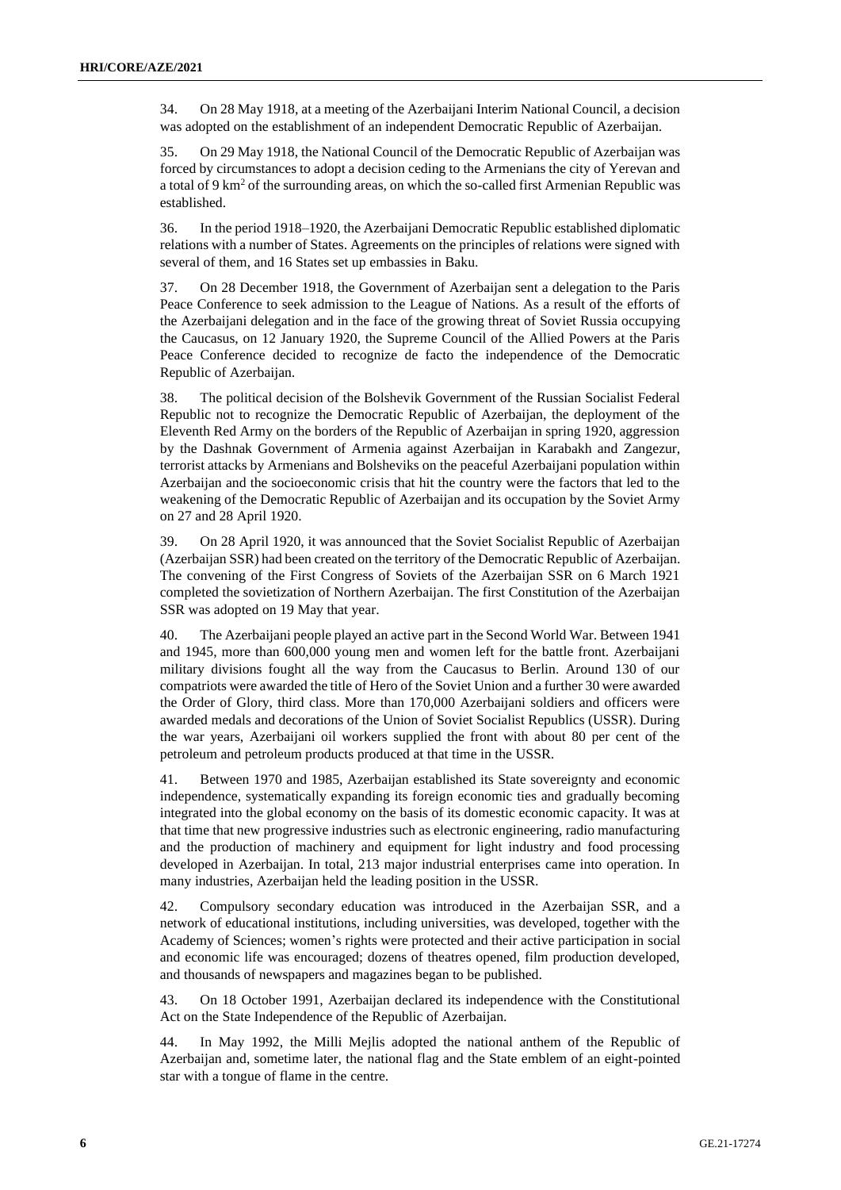34. On 28 May 1918, at a meeting of the Azerbaijani Interim National Council, a decision was adopted on the establishment of an independent Democratic Republic of Azerbaijan.

35. On 29 May 1918, the National Council of the Democratic Republic of Azerbaijan was forced by circumstances to adopt a decision ceding to the Armenians the city of Yerevan and a total of 9 $km^2$ of the surrounding areas, on which the so-called first Armenian Republic was established.

36. In the period 1918–1920, the Azerbaijani Democratic Republic established diplomatic relations with a number of States. Agreements on the principles of relations were signed with several of them, and 16 States set up embassies in Baku.

37. On 28 December 1918, the Government of Azerbaijan sent a delegation to the Paris Peace Conference to seek admission to the League of Nations. As a result of the efforts of the Azerbaijani delegation and in the face of the growing threat of Soviet Russia occupying the Caucasus, on 12 January 1920, the Supreme Council of the Allied Powers at the Paris Peace Conference decided to recognize de facto the independence of the Democratic Republic of Azerbaijan.

38. The political decision of the Bolshevik Government of the Russian Socialist Federal Republic not to recognize the Democratic Republic of Azerbaijan, the deployment of the Eleventh Red Army on the borders of the Republic of Azerbaijan in spring 1920, aggression by the Dashnak Government of Armenia against Azerbaijan in Karabakh and Zangezur, terrorist attacks by Armenians and Bolsheviks on the peaceful Azerbaijani population within Azerbaijan and the socioeconomic crisis that hit the country were the factors that led to the weakening of the Democratic Republic of Azerbaijan and its occupation by the Soviet Army on 27 and 28 April 1920.

39. On 28 April 1920, it was announced that the Soviet Socialist Republic of Azerbaijan (Azerbaijan SSR) had been created on the territory of the Democratic Republic of Azerbaijan. The convening of the First Congress of Soviets of the Azerbaijan SSR on 6 March 1921 completed the sovietization of Northern Azerbaijan. The first Constitution of the Azerbaijan SSR was adopted on 19 May that year.

40. The Azerbaijani people played an active part in the Second World War. Between 1941 and 1945, more than 600,000 young men and women left for the battle front. Azerbaijani military divisions fought all the way from the Caucasus to Berlin. Around 130 of our compatriots were awarded the title of Hero of the Soviet Union and a further 30 were awarded the Order of Glory, third class. More than 170,000 Azerbaijani soldiers and officers were awarded medals and decorations of the Union of Soviet Socialist Republics (USSR). During the war years, Azerbaijani oil workers supplied the front with about 80 per cent of the petroleum and petroleum products produced at that time in the USSR.

41. Between 1970 and 1985, Azerbaijan established its State sovereignty and economic independence, systematically expanding its foreign economic ties and gradually becoming integrated into the global economy on the basis of its domestic economic capacity. It was at that time that new progressive industries such as electronic engineering, radio manufacturing and the production of machinery and equipment for light industry and food processing developed in Azerbaijan. In total, 213 major industrial enterprises came into operation. In many industries, Azerbaijan held the leading position in the USSR.

42. Compulsory secondary education was introduced in the Azerbaijan SSR, and a network of educational institutions, including universities, was developed, together with the Academy of Sciences; women's rights were protected and their active participation in social and economic life was encouraged; dozens of theatres opened, film production developed, and thousands of newspapers and magazines began to be published.

43. On 18 October 1991, Azerbaijan declared its independence with the Constitutional Act on the State Independence of the Republic of Azerbaijan.

44. In May 1992, the Milli Mejlis adopted the national anthem of the Republic of Azerbaijan and, sometime later, the national flag and the State emblem of an eight-pointed star with a tongue of flame in the centre.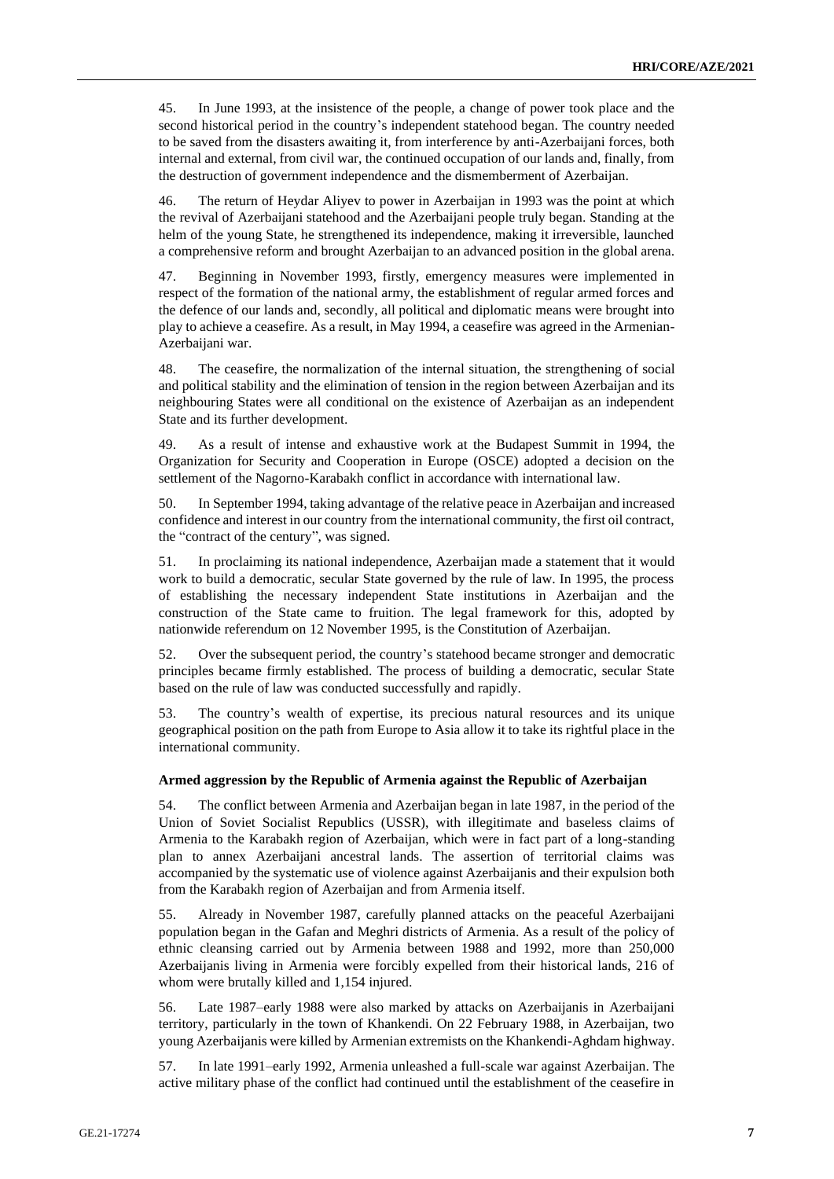45. In June 1993, at the insistence of the people, a change of power took place and the second historical period in the country's independent statehood began. The country needed to be saved from the disasters awaiting it, from interference by anti-Azerbaijani forces, both internal and external, from civil war, the continued occupation of our lands and, finally, from the destruction of government independence and the dismemberment of Azerbaijan.

46. The return of Heydar Aliyev to power in Azerbaijan in 1993 was the point at which the revival of Azerbaijani statehood and the Azerbaijani people truly began. Standing at the helm of the young State, he strengthened its independence, making it irreversible, launched a comprehensive reform and brought Azerbaijan to an advanced position in the global arena.

47. Beginning in November 1993, firstly, emergency measures were implemented in respect of the formation of the national army, the establishment of regular armed forces and the defence of our lands and, secondly, all political and diplomatic means were brought into play to achieve a ceasefire. As a result, in May 1994, a ceasefire was agreed in the Armenian-Azerbaijani war.

48. The ceasefire, the normalization of the internal situation, the strengthening of social and political stability and the elimination of tension in the region between Azerbaijan and its neighbouring States were all conditional on the existence of Azerbaijan as an independent State and its further development.

49. As a result of intense and exhaustive work at the Budapest Summit in 1994, the Organization for Security and Cooperation in Europe (OSCE) adopted a decision on the settlement of the Nagorno-Karabakh conflict in accordance with international law.

50. In September 1994, taking advantage of the relative peace in Azerbaijan and increased confidence and interest in our country from the international community, the first oil contract, the "contract of the century", was signed.

51. In proclaiming its national independence, Azerbaijan made a statement that it would work to build a democratic, secular State governed by the rule of law. In 1995, the process of establishing the necessary independent State institutions in Azerbaijan and the construction of the State came to fruition. The legal framework for this, adopted by nationwide referendum on 12 November 1995, is the Constitution of Azerbaijan.

52. Over the subsequent period, the country's statehood became stronger and democratic principles became firmly established. The process of building a democratic, secular State based on the rule of law was conducted successfully and rapidly.

53. The country's wealth of expertise, its precious natural resources and its unique geographical position on the path from Europe to Asia allow it to take its rightful place in the international community.

**Armed aggression by the Republic of Armenia against the Republic of Azerbaijan**

54. The conflict between Armenia and Azerbaijan began in late 1987, in the period of the Union of Soviet Socialist Republics (USSR), with illegitimate and baseless claims of Armenia to the Karabakh region of Azerbaijan, which were in fact part of a long-standing plan to annex Azerbaijani ancestral lands. The assertion of territorial claims was accompanied by the systematic use of violence against Azerbaijanis and their expulsion both from the Karabakh region of Azerbaijan and from Armenia itself.

55. Already in November 1987, carefully planned attacks on the peaceful Azerbaijani population began in the Gafan and Meghri districts of Armenia. As a result of the policy of ethnic cleansing carried out by Armenia between 1988 and 1992, more than 250,000 Azerbaijanis living in Armenia were forcibly expelled from their historical lands, 216 of whom were brutally killed and 1,154 injured.

56. Late 1987–early 1988 were also marked by attacks on Azerbaijanis in Azerbaijani territory, particularly in the town of Khankendi. On 22 February 1988, in Azerbaijan, two young Azerbaijanis were killed by Armenian extremists on the Khankendi-Aghdam highway.

57. In late 1991–early 1992, Armenia unleashed a full-scale war against Azerbaijan. The active military phase of the conflict had continued until the establishment of the ceasefire in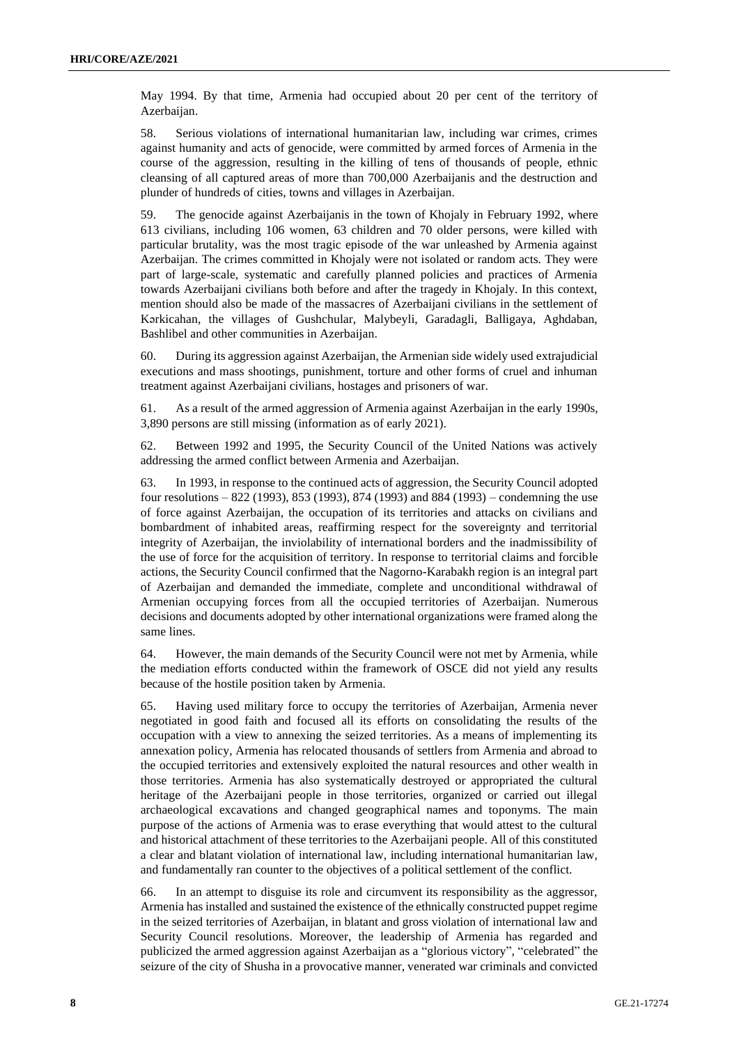May 1994. By that time, Armenia had occupied about 20 per cent of the territory of Azerbaijan.

58. Serious violations of international humanitarian law, including war crimes, crimes against humanity and acts of genocide, were committed by armed forces of Armenia in the course of the aggression, resulting in the killing of tens of thousands of people, ethnic cleansing of all captured areas of more than 700,000 Azerbaijanis and the destruction and plunder of hundreds of cities, towns and villages in Azerbaijan.

59. The genocide against Azerbaijanis in the town of Khojaly in February 1992, where 613 civilians, including 106 women, 63 children and 70 older persons, were killed with particular brutality, was the most tragic episode of the war unleashed by Armenia against Azerbaijan. The crimes committed in Khojaly were not isolated or random acts. They were part of large-scale, systematic and carefully planned policies and practices of Armenia towards Azerbaijani civilians both before and after the tragedy in Khojaly. In this context, mention should also be made of the massacres of Azerbaijani civilians in the settlement of Kərkicahan, the villages of Gushchular, Malybeyli, Garadagli, Balligaya, Aghdaban, Bashlibel and other communities in Azerbaijan.

60. During its aggression against Azerbaijan, the Armenian side widely used extrajudicial executions and mass shootings, punishment, torture and other forms of cruel and inhuman treatment against Azerbaijani civilians, hostages and prisoners of war.

61. As a result of the armed aggression of Armenia against Azerbaijan in the early 1990s, 3,890 persons are still missing (information as of early 2021).

62. Between 1992 and 1995, the Security Council of the United Nations was actively addressing the armed conflict between Armenia and Azerbaijan.

63. In 1993, in response to the continued acts of aggression, the Security Council adopted four resolutions – 822 (1993), 853 (1993), 874 (1993) and 884 (1993) – condemning the use of force against Azerbaijan, the occupation of its territories and attacks on civilians and bombardment of inhabited areas, reaffirming respect for the sovereignty and territorial integrity of Azerbaijan, the inviolability of international borders and the inadmissibility of the use of force for the acquisition of territory. In response to territorial claims and forcible actions, the Security Council confirmed that the Nagorno-Karabakh region is an integral part of Azerbaijan and demanded the immediate, complete and unconditional withdrawal of Armenian occupying forces from all the occupied territories of Azerbaijan. Numerous decisions and documents adopted by other international organizations were framed along the same lines.

64. However, the main demands of the Security Council were not met by Armenia, while the mediation efforts conducted within the framework of OSCE did not yield any results because of the hostile position taken by Armenia.

65. Having used military force to occupy the territories of Azerbaijan, Armenia never negotiated in good faith and focused all its efforts on consolidating the results of the occupation with a view to annexing the seized territories. As a means of implementing its annexation policy, Armenia has relocated thousands of settlers from Armenia and abroad to the occupied territories and extensively exploited the natural resources and other wealth in those territories. Armenia has also systematically destroyed or appropriated the cultural heritage of the Azerbaijani people in those territories, organized or carried out illegal archaeological excavations and changed geographical names and toponyms. The main purpose of the actions of Armenia was to erase everything that would attest to the cultural and historical attachment of these territories to the Azerbaijani people. All of this constituted a clear and blatant violation of international law, including international humanitarian law, and fundamentally ran counter to the objectives of a political settlement of the conflict.

66. In an attempt to disguise its role and circumvent its responsibility as the aggressor, Armenia has installed and sustained the existence of the ethnically constructed puppet regime in the seized territories of Azerbaijan, in blatant and gross violation of international law and Security Council resolutions. Moreover, the leadership of Armenia has regarded and publicized the armed aggression against Azerbaijan as a "glorious victory", "celebrated" the seizure of the city of Shusha in a provocative manner, venerated war criminals and convicted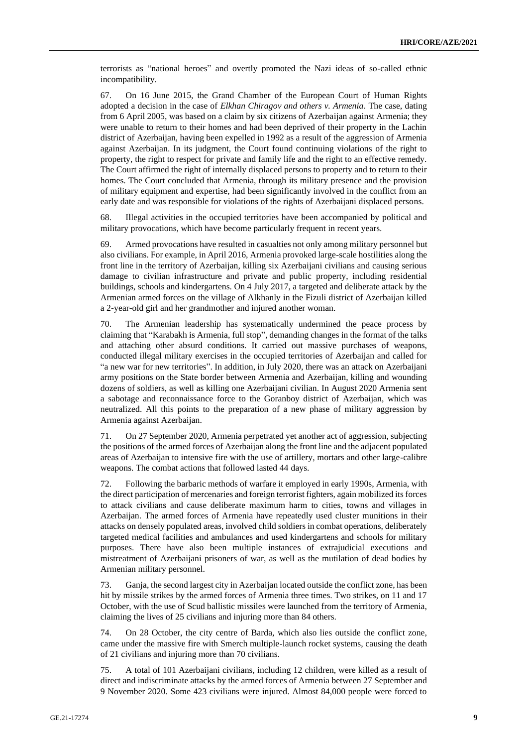terrorists as "national heroes" and overtly promoted the Nazi ideas of so-called ethnic incompatibility.

67. On 16 June 2015, the Grand Chamber of the European Court of Human Rights adopted a decision in the case of *Elkhan Chiragov and others v. Armenia*. The case, dating from 6 April 2005, was based on a claim by six citizens of Azerbaijan against Armenia; they were unable to return to their homes and had been deprived of their property in the Lachin district of Azerbaijan, having been expelled in 1992 as a result of the aggression of Armenia against Azerbaijan. In its judgment, the Court found continuing violations of the right to property, the right to respect for private and family life and the right to an effective remedy. The Court affirmed the right of internally displaced persons to property and to return to their homes. The Court concluded that Armenia, through its military presence and the provision of military equipment and expertise, had been significantly involved in the conflict from an early date and was responsible for violations of the rights of Azerbaijani displaced persons.

68. Illegal activities in the occupied territories have been accompanied by political and military provocations, which have become particularly frequent in recent years.

69. Armed provocations have resulted in casualties not only among military personnel but also civilians. For example, in April 2016, Armenia provoked large-scale hostilities along the front line in the territory of Azerbaijan, killing six Azerbaijani civilians and causing serious damage to civilian infrastructure and private and public property, including residential buildings, schools and kindergartens. On 4 July 2017, a targeted and deliberate attack by the Armenian armed forces on the village of Alkhanly in the Fizuli district of Azerbaijan killed a 2-year-old girl and her grandmother and injured another woman.

70. The Armenian leadership has systematically undermined the peace process by claiming that "Karabakh is Armenia, full stop", demanding changes in the format of the talks and attaching other absurd conditions. It carried out massive purchases of weapons, conducted illegal military exercises in the occupied territories of Azerbaijan and called for "a new war for new territories". In addition, in July 2020, there was an attack on Azerbaijani army positions on the State border between Armenia and Azerbaijan, killing and wounding dozens of soldiers, as well as killing one Azerbaijani civilian. In August 2020 Armenia sent a sabotage and reconnaissance force to the Goranboy district of Azerbaijan, which was neutralized. All this points to the preparation of a new phase of military aggression by Armenia against Azerbaijan.

71. On 27 September 2020, Armenia perpetrated yet another act of aggression, subjecting the positions of the armed forces of Azerbaijan along the front line and the adjacent populated areas of Azerbaijan to intensive fire with the use of artillery, mortars and other large-calibre weapons. The combat actions that followed lasted 44 days.

72. Following the barbaric methods of warfare it employed in early 1990s, Armenia, with the direct participation of mercenaries and foreign terrorist fighters, again mobilized its forces to attack civilians and cause deliberate maximum harm to cities, towns and villages in Azerbaijan. The armed forces of Armenia have repeatedly used cluster munitions in their attacks on densely populated areas, involved child soldiers in combat operations, deliberately targeted medical facilities and ambulances and used kindergartens and schools for military purposes. There have also been multiple instances of extrajudicial executions and mistreatment of Azerbaijani prisoners of war, as well as the mutilation of dead bodies by Armenian military personnel.

73. Ganja, the second largest city in Azerbaijan located outside the conflict zone, has been hit by missile strikes by the armed forces of Armenia three times. Two strikes, on 11 and 17 October, with the use of Scud ballistic missiles were launched from the territory of Armenia, claiming the lives of 25 civilians and injuring more than 84 others.

74. On 28 October, the city centre of Barda, which also lies outside the conflict zone, came under the massive fire with Smerch multiple-launch rocket systems, causing the death of 21 civilians and injuring more than 70 civilians.

75. A total of 101 Azerbaijani civilians, including 12 children, were killed as a result of direct and indiscriminate attacks by the armed forces of Armenia between 27 September and 9 November 2020. Some 423 civilians were injured. Almost 84,000 people were forced to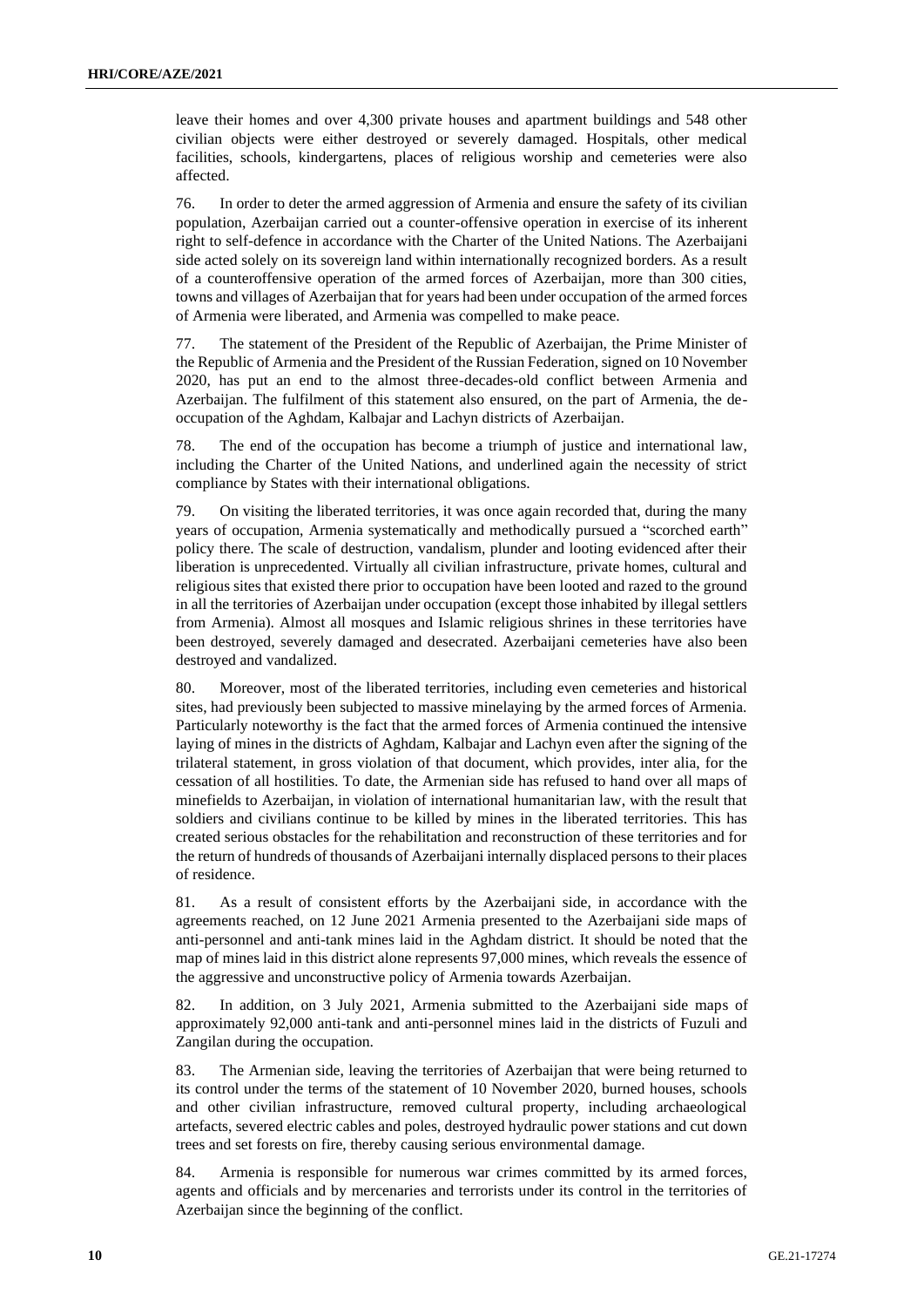leave their homes and over 4,300 private houses and apartment buildings and 548 other civilian objects were either destroyed or severely damaged. Hospitals, other medical facilities, schools, kindergartens, places of religious worship and cemeteries were also affected.

76. In order to deter the armed aggression of Armenia and ensure the safety of its civilian population, Azerbaijan carried out a counter-offensive operation in exercise of its inherent right to self-defence in accordance with the Charter of the United Nations. The Azerbaijani side acted solely on its sovereign land within internationally recognized borders. As a result of a counteroffensive operation of the armed forces of Azerbaijan, more than 300 cities, towns and villages of Azerbaijan that for years had been under occupation of the armed forces of Armenia were liberated, and Armenia was compelled to make peace.

77. The statement of the President of the Republic of Azerbaijan, the Prime Minister of the Republic of Armenia and the President of the Russian Federation, signed on 10 November 2020, has put an end to the almost three-decades-old conflict between Armenia and Azerbaijan. The fulfilment of this statement also ensured, on the part of Armenia, the de-occupation of the Aghdam, Kalbajar and Lachyn districts of Azerbaijan.

78. The end of the occupation has become a triumph of justice and international law, including the Charter of the United Nations, and underlined again the necessity of strict compliance by States with their international obligations.

79. On visiting the liberated territories, it was once again recorded that, during the many years of occupation, Armenia systematically and methodically pursued a "scorched earth" policy there. The scale of destruction, vandalism, plunder and looting evidenced after their liberation is unprecedented. Virtually all civilian infrastructure, private homes, cultural and religious sites that existed there prior to occupation have been looted and razed to the ground in all the territories of Azerbaijan under occupation (except those inhabited by illegal settlers from Armenia). Almost all mosques and Islamic religious shrines in these territories have been destroyed, severely damaged and desecrated. Azerbaijani cemeteries have also been destroyed and vandalized.

80. Moreover, most of the liberated territories, including even cemeteries and historical sites, had previously been subjected to massive minelaying by the armed forces of Armenia. Particularly noteworthy is the fact that the armed forces of Armenia continued the intensive laying of mines in the districts of Aghdam, Kalbajar and Lachyn even after the signing of the trilateral statement, in gross violation of that document, which provides, inter alia, for the cessation of all hostilities. To date, the Armenian side has refused to hand over all maps of minefields to Azerbaijan, in violation of international humanitarian law, with the result that soldiers and civilians continue to be killed by mines in the liberated territories. This has created serious obstacles for the rehabilitation and reconstruction of these territories and for the return of hundreds of thousands of Azerbaijani internally displaced persons to their places of residence.

81. As a result of consistent efforts by the Azerbaijani side, in accordance with the agreements reached, on 12 June 2021 Armenia presented to the Azerbaijani side maps of anti-personnel and anti-tank mines laid in the Aghdam district. It should be noted that the map of mines laid in this district alone represents 97,000 mines, which reveals the essence of the aggressive and unconstructive policy of Armenia towards Azerbaijan.

82. In addition, on 3 July 2021, Armenia submitted to the Azerbaijani side maps of approximately 92,000 anti-tank and anti-personnel mines laid in the districts of Fuzuli and Zangilan during the occupation.

83. The Armenian side, leaving the territories of Azerbaijan that were being returned to its control under the terms of the statement of 10 November 2020, burned houses, schools and other civilian infrastructure, removed cultural property, including archaeological artefacts, severed electric cables and poles, destroyed hydraulic power stations and cut down trees and set forests on fire, thereby causing serious environmental damage.

84. Armenia is responsible for numerous war crimes committed by its armed forces, agents and officials and by mercenaries and terrorists under its control in the territories of Azerbaijan since the beginning of the conflict.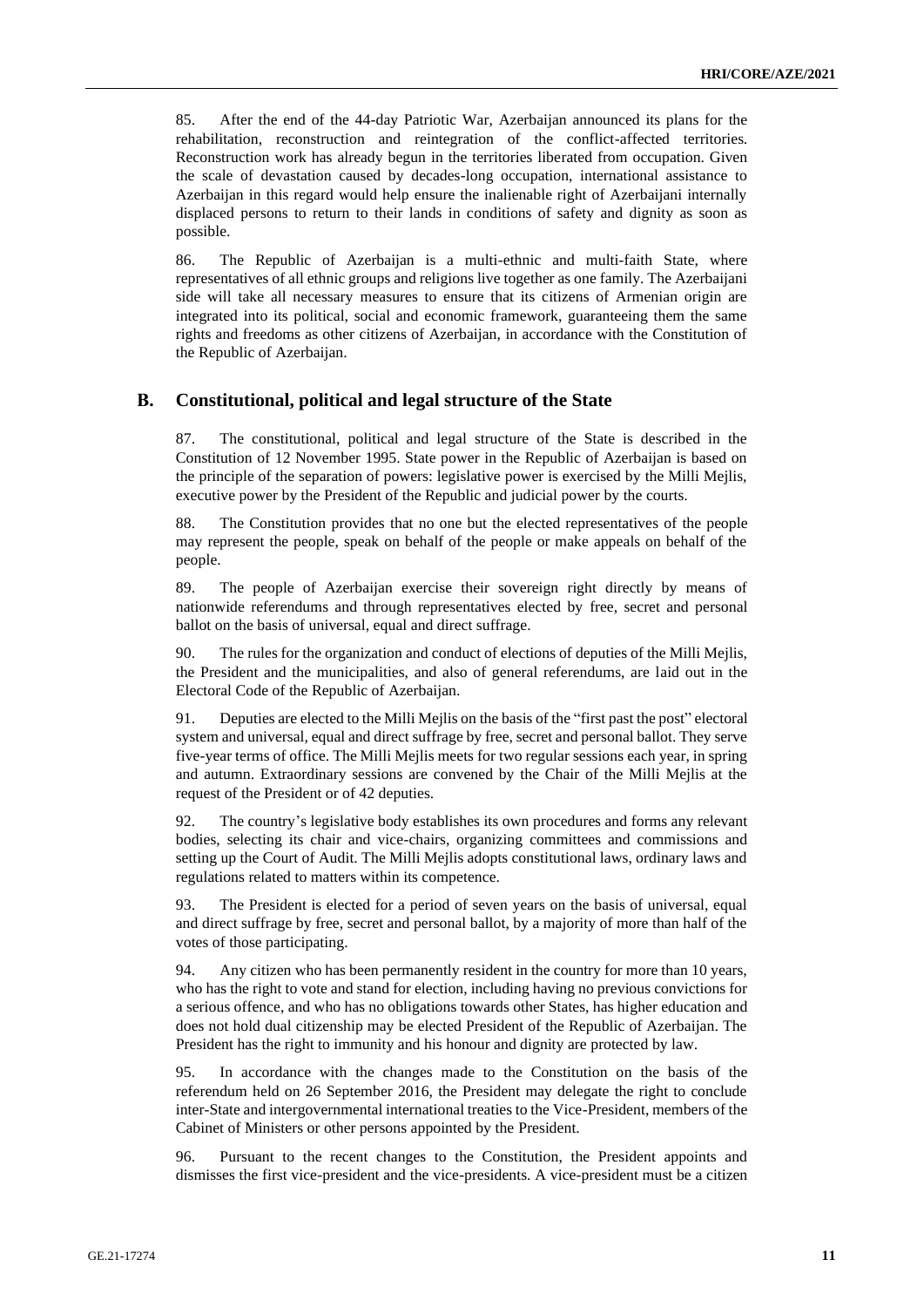85. After the end of the 44-day Patriotic War, Azerbaijan announced its plans for the rehabilitation, reconstruction and reintegration of the conflict-affected territories. Reconstruction work has already begun in the territories liberated from occupation. Given the scale of devastation caused by decades-long occupation, international assistance to Azerbaijan in this regard would help ensure the inalienable right of Azerbaijani internally displaced persons to return to their lands in conditions of safety and dignity as soon as possible.

86. The Republic of Azerbaijan is a multi-ethnic and multi-faith State, where representatives of all ethnic groups and religions live together as one family. The Azerbaijani side will take all necessary measures to ensure that its citizens of Armenian origin are integrated into its political, social and economic framework, guaranteeing them the same rights and freedoms as other citizens of Azerbaijan, in accordance with the Constitution of the Republic of Azerbaijan.

## B. Constitutional, political and legal structure of the State

87. The constitutional, political and legal structure of the State is described in the Constitution of 12 November 1995. State power in the Republic of Azerbaijan is based on the principle of the separation of powers: legislative power is exercised by the Milli Mejlis, executive power by the President of the Republic and judicial power by the courts.

88. The Constitution provides that no one but the elected representatives of the people may represent the people, speak on behalf of the people or make appeals on behalf of the people.

89. The people of Azerbaijan exercise their sovereign right directly by means of nationwide referendums and through representatives elected by free, secret and personal ballot on the basis of universal, equal and direct suffrage.

90. The rules for the organization and conduct of elections of deputies of the Milli Mejlis, the President and the municipalities, and also of general referendums, are laid out in the Electoral Code of the Republic of Azerbaijan.

91. Deputies are elected to the Milli Mejlis on the basis of the "first past the post" electoral system and universal, equal and direct suffrage by free, secret and personal ballot. They serve five-year terms of office. The Milli Mejlis meets for two regular sessions each year, in spring and autumn. Extraordinary sessions are convened by the Chair of the Milli Mejlis at the request of the President or of 42 deputies.

92. The country's legislative body establishes its own procedures and forms any relevant bodies, selecting its chair and vice-chairs, organizing committees and commissions and setting up the Court of Audit. The Milli Mejlis adopts constitutional laws, ordinary laws and regulations related to matters within its competence.

93. The President is elected for a period of seven years on the basis of universal, equal and direct suffrage by free, secret and personal ballot, by a majority of more than half of the votes of those participating.

94. Any citizen who has been permanently resident in the country for more than 10 years, who has the right to vote and stand for election, including having no previous convictions for a serious offence, and who has no obligations towards other States, has higher education and does not hold dual citizenship may be elected President of the Republic of Azerbaijan. The President has the right to immunity and his honour and dignity are protected by law.

95. In accordance with the changes made to the Constitution on the basis of the referendum held on 26 September 2016, the President may delegate the right to conclude inter-State and intergovernmental international treaties to the Vice-President, members of the Cabinet of Ministers or other persons appointed by the President.

96. Pursuant to the recent changes to the Constitution, the President appoints and dismisses the first vice-president and the vice-presidents. A vice-president must be a citizen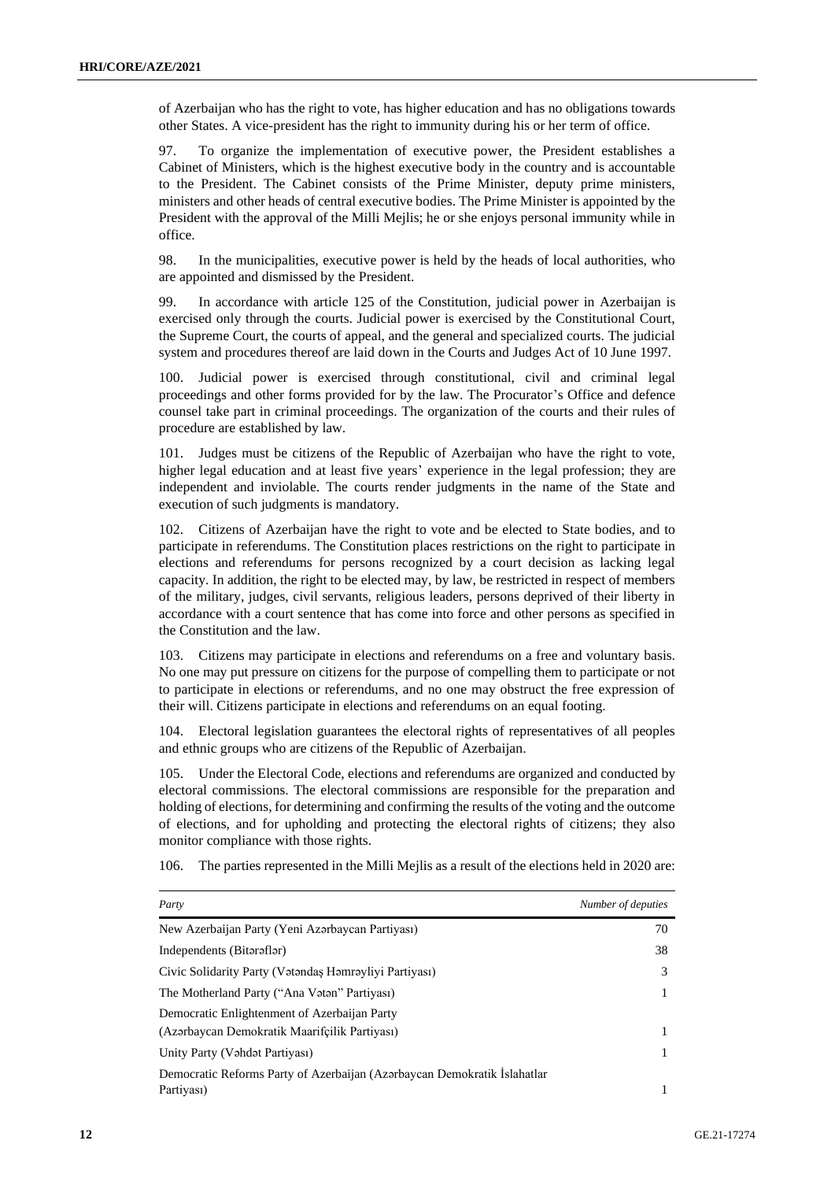of Azerbaijan who has the right to vote, has higher education and has no obligations towards other States. A vice-president has the right to immunity during his or her term of office.

97. To organize the implementation of executive power, the President establishes a Cabinet of Ministers, which is the highest executive body in the country and is accountable to the President. The Cabinet consists of the Prime Minister, deputy prime ministers, ministers and other heads of central executive bodies. The Prime Minister is appointed by the President with the approval of the Milli Mejlis; he or she enjoys personal immunity while in office.

98. In the municipalities, executive power is held by the heads of local authorities, who are appointed and dismissed by the President.

99. In accordance with article 125 of the Constitution, judicial power in Azerbaijan is exercised only through the courts. Judicial power is exercised by the Constitutional Court, the Supreme Court, the courts of appeal, and the general and specialized courts. The judicial system and procedures thereof are laid down in the Courts and Judges Act of 10 June 1997.

100. Judicial power is exercised through constitutional, civil and criminal legal proceedings and other forms provided for by the law. The Procurator's Office and defence counsel take part in criminal proceedings. The organization of the courts and their rules of procedure are established by law.

101. Judges must be citizens of the Republic of Azerbaijan who have the right to vote, higher legal education and at least five years' experience in the legal profession; they are independent and inviolable. The courts render judgments in the name of the State and execution of such judgments is mandatory.

102. Citizens of Azerbaijan have the right to vote and be elected to State bodies, and to participate in referendums. The Constitution places restrictions on the right to participate in elections and referendums for persons recognized by a court decision as lacking legal capacity. In addition, the right to be elected may, by law, be restricted in respect of members of the military, judges, civil servants, religious leaders, persons deprived of their liberty in accordance with a court sentence that has come into force and other persons as specified in the Constitution and the law.

103. Citizens may participate in elections and referendums on a free and voluntary basis. No one may put pressure on citizens for the purpose of compelling them to participate or not to participate in elections or referendums, and no one may obstruct the free expression of their will. Citizens participate in elections and referendums on an equal footing.

104. Electoral legislation guarantees the electoral rights of representatives of all peoples and ethnic groups who are citizens of the Republic of Azerbaijan.

105. Under the Electoral Code, elections and referendums are organized and conducted by electoral commissions. The electoral commissions are responsible for the preparation and holding of elections, for determining and confirming the results of the voting and the outcome of elections, and for upholding and protecting the electoral rights of citizens; they also monitor compliance with those rights.

106. The parties represented in the Milli Mejlis as a result of the elections held in 2020 are:

| *Party* | *Number of deputies* |
|---|---|
| New Azerbaijan Party (Yeni Azərbaycan Partiyası) | 70 |
| Independents (Bitərəflər) | 38 |
| Civic Solidarity Party (Vətəndaş Həmrəyliyi Partiyası) | 3 |
| The Motherland Party ("Ana Vətən" Partiyası) | 1 |
| Democratic Enlightenment of Azerbaijan Party (Azərbaycan Demokratik Maarifçilik Partiyası) | 1 |
| Unity Party (Vəhdət Partiyası) | 1 |
| Democratic Reforms Party of Azerbaijan (Azərbaycan Demokratik İslahatlar Partiyası) | 1 |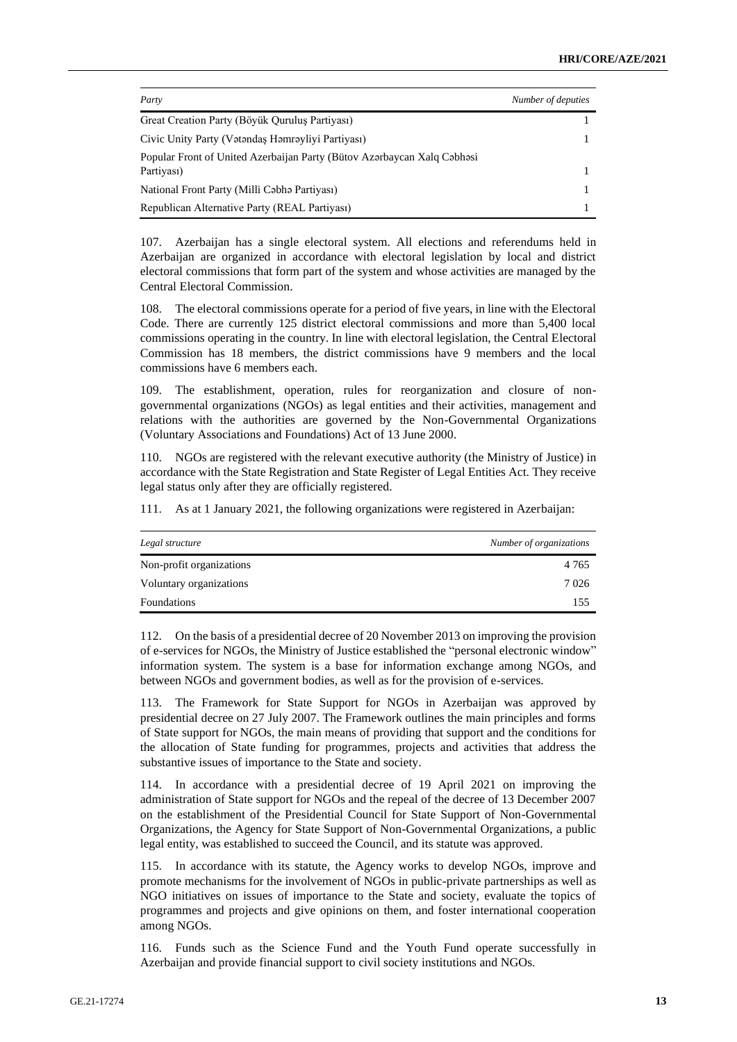| Party | Number of deputies |
|---|---|
| Great Creation Party (Böyük Quruluş Partiyası) | 1 |
| Civic Unity Party (Vətəndaş Həmrəyliyi Partiyası) | 1 |
| Popular Front of United Azerbaijan Party (Bütöv Azərbaycan Xalq Cəbhəsi Partiyası) | 1 |
| National Front Party (Milli Cəbhə Partiyası) | 1 |
| Republican Alternative Party (REAL Partiyası) | 1 |

107. Azerbaijan has a single electoral system. All elections and referendums held in Azerbaijan are organized in accordance with electoral legislation by local and district electoral commissions that form part of the system and whose activities are managed by the Central Electoral Commission.

108. The electoral commissions operate for a period of five years, in line with the Electoral Code. There are currently 125 district electoral commissions and more than 5,400 local commissions operating in the country. In line with electoral legislation, the Central Electoral Commission has 18 members, the district commissions have 9 members and the local commissions have 6 members each.

109. The establishment, operation, rules for reorganization and closure of non-governmental organizations (NGOs) as legal entities and their activities, management and relations with the authorities are governed by the Non-Governmental Organizations (Voluntary Associations and Foundations) Act of 13 June 2000.

110. NGOs are registered with the relevant executive authority (the Ministry of Justice) in accordance with the State Registration and State Register of Legal Entities Act. They receive legal status only after they are officially registered.

111. As at 1 January 2021, the following organizations were registered in Azerbaijan:

| Legal structure | Number of organizations |
|---|---|
| Non-profit organizations | 4 765 |
| Voluntary organizations | 7 026 |
| Foundations | 155 |

112. On the basis of a presidential decree of 20 November 2013 on improving the provision of e-services for NGOs, the Ministry of Justice established the "personal electronic window" information system. The system is a base for information exchange among NGOs, and between NGOs and government bodies, as well as for the provision of e-services.

113. The Framework for State Support for NGOs in Azerbaijan was approved by presidential decree on 27 July 2007. The Framework outlines the main principles and forms of State support for NGOs, the main means of providing that support and the conditions for the allocation of State funding for programmes, projects and activities that address the substantive issues of importance to the State and society.

114. In accordance with a presidential decree of 19 April 2021 on improving the administration of State support for NGOs and the repeal of the decree of 13 December 2007 on the establishment of the Presidential Council for State Support of Non-Governmental Organizations, the Agency for State Support of Non-Governmental Organizations, a public legal entity, was established to succeed the Council, and its statute was approved.

115. In accordance with its statute, the Agency works to develop NGOs, improve and promote mechanisms for the involvement of NGOs in public-private partnerships as well as NGO initiatives on issues of importance to the State and society, evaluate the topics of programmes and projects and give opinions on them, and foster international cooperation among NGOs.

116. Funds such as the Science Fund and the Youth Fund operate successfully in Azerbaijan and provide financial support to civil society institutions and NGOs.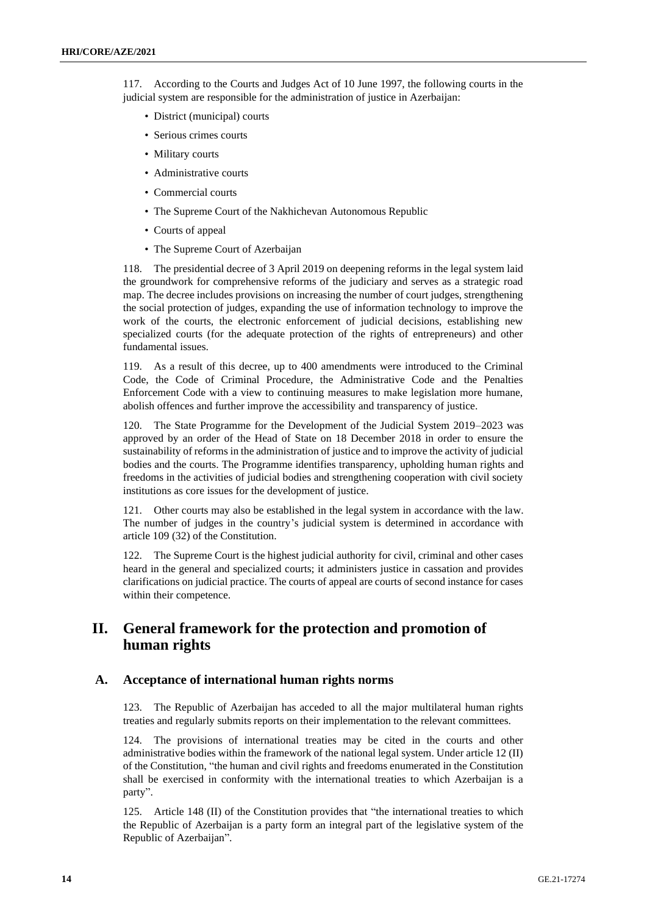117. According to the Courts and Judges Act of 10 June 1997, the following courts in the judicial system are responsible for the administration of justice in Azerbaijan:

- District (municipal) courts
- Serious crimes courts
- Military courts
- Administrative courts
- Commercial courts
- The Supreme Court of the Nakhichevan Autonomous Republic
- Courts of appeal
- The Supreme Court of Azerbaijan

118. The presidential decree of 3 April 2019 on deepening reforms in the legal system laid the groundwork for comprehensive reforms of the judiciary and serves as a strategic road map. The decree includes provisions on increasing the number of court judges, strengthening the social protection of judges, expanding the use of information technology to improve the work of the courts, the electronic enforcement of judicial decisions, establishing new specialized courts (for the adequate protection of the rights of entrepreneurs) and other fundamental issues.

119. As a result of this decree, up to 400 amendments were introduced to the Criminal Code, the Code of Criminal Procedure, the Administrative Code and the Penalties Enforcement Code with a view to continuing measures to make legislation more humane, abolish offences and further improve the accessibility and transparency of justice.

120. The State Programme for the Development of the Judicial System 2019–2023 was approved by an order of the Head of State on 18 December 2018 in order to ensure the sustainability of reforms in the administration of justice and to improve the activity of judicial bodies and the courts. The Programme identifies transparency, upholding human rights and freedoms in the activities of judicial bodies and strengthening cooperation with civil society institutions as core issues for the development of justice.

121. Other courts may also be established in the legal system in accordance with the law. The number of judges in the country's judicial system is determined in accordance with article 109 (32) of the Constitution.

122. The Supreme Court is the highest judicial authority for civil, criminal and other cases heard in the general and specialized courts; it administers justice in cassation and provides clarifications on judicial practice. The courts of appeal are courts of second instance for cases within their competence.

# II. General framework for the protection and promotion of human rights

## A. Acceptance of international human rights norms

123. The Republic of Azerbaijan has acceded to all the major multilateral human rights treaties and regularly submits reports on their implementation to the relevant committees.

124. The provisions of international treaties may be cited in the courts and other administrative bodies within the framework of the national legal system. Under article 12 (II) of the Constitution, "the human and civil rights and freedoms enumerated in the Constitution shall be exercised in conformity with the international treaties to which Azerbaijan is a party".

125. Article 148 (II) of the Constitution provides that "the international treaties to which the Republic of Azerbaijan is a party form an integral part of the legislative system of the Republic of Azerbaijan".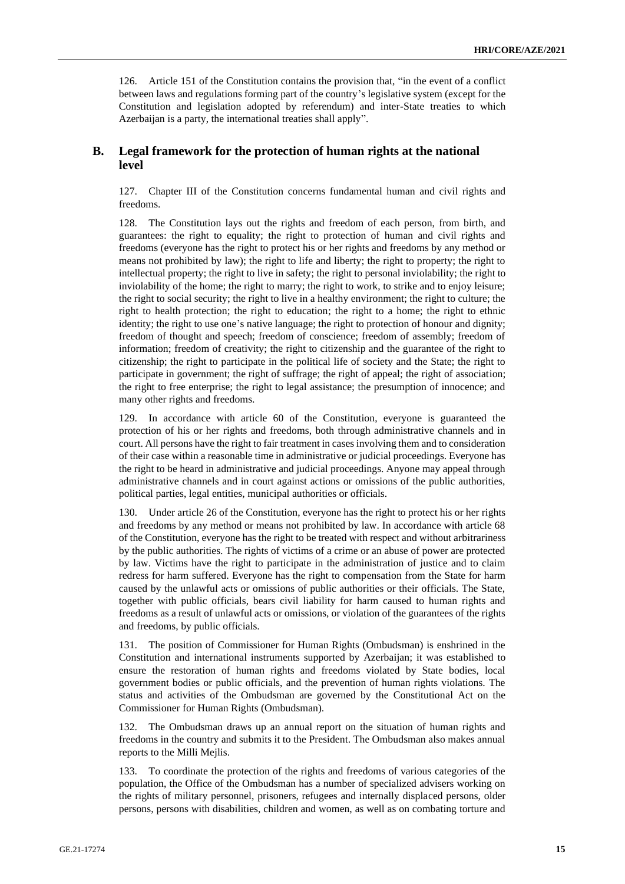126. Article 151 of the Constitution contains the provision that, "in the event of a conflict between laws and regulations forming part of the country's legislative system (except for the Constitution and legislation adopted by referendum) and inter-State treaties to which Azerbaijan is a party, the international treaties shall apply".

## B. Legal framework for the protection of human rights at the national level

127. Chapter III of the Constitution concerns fundamental human and civil rights and freedoms.

128. The Constitution lays out the rights and freedom of each person, from birth, and guarantees: the right to equality; the right to protection of human and civil rights and freedoms (everyone has the right to protect his or her rights and freedoms by any method or means not prohibited by law); the right to life and liberty; the right to property; the right to intellectual property; the right to live in safety; the right to personal inviolability; the right to inviolability of the home; the right to marry; the right to work, to strike and to enjoy leisure; the right to social security; the right to live in a healthy environment; the right to culture; the right to health protection; the right to education; the right to a home; the right to ethnic identity; the right to use one's native language; the right to protection of honour and dignity; freedom of thought and speech; freedom of conscience; freedom of assembly; freedom of information; freedom of creativity; the right to citizenship and the guarantee of the right to citizenship; the right to participate in the political life of society and the State; the right to participate in government; the right of suffrage; the right of appeal; the right of association; the right to free enterprise; the right to legal assistance; the presumption of innocence; and many other rights and freedoms.

129. In accordance with article 60 of the Constitution, everyone is guaranteed the protection of his or her rights and freedoms, both through administrative channels and in court. All persons have the right to fair treatment in cases involving them and to consideration of their case within a reasonable time in administrative or judicial proceedings. Everyone has the right to be heard in administrative and judicial proceedings. Anyone may appeal through administrative channels and in court against actions or omissions of the public authorities, political parties, legal entities, municipal authorities or officials.

130. Under article 26 of the Constitution, everyone has the right to protect his or her rights and freedoms by any method or means not prohibited by law. In accordance with article 68 of the Constitution, everyone has the right to be treated with respect and without arbitrariness by the public authorities. The rights of victims of a crime or an abuse of power are protected by law. Victims have the right to participate in the administration of justice and to claim redress for harm suffered. Everyone has the right to compensation from the State for harm caused by the unlawful acts or omissions of public authorities or their officials. The State, together with public officials, bears civil liability for harm caused to human rights and freedoms as a result of unlawful acts or omissions, or violation of the guarantees of the rights and freedoms, by public officials.

131. The position of Commissioner for Human Rights (Ombudsman) is enshrined in the Constitution and international instruments supported by Azerbaijan; it was established to ensure the restoration of human rights and freedoms violated by State bodies, local government bodies or public officials, and the prevention of human rights violations. The status and activities of the Ombudsman are governed by the Constitutional Act on the Commissioner for Human Rights (Ombudsman).

132. The Ombudsman draws up an annual report on the situation of human rights and freedoms in the country and submits it to the President. The Ombudsman also makes annual reports to the Milli Mejlis.

133. To coordinate the protection of the rights and freedoms of various categories of the population, the Office of the Ombudsman has a number of specialized advisers working on the rights of military personnel, prisoners, refugees and internally displaced persons, older persons, persons with disabilities, children and women, as well as on combating torture and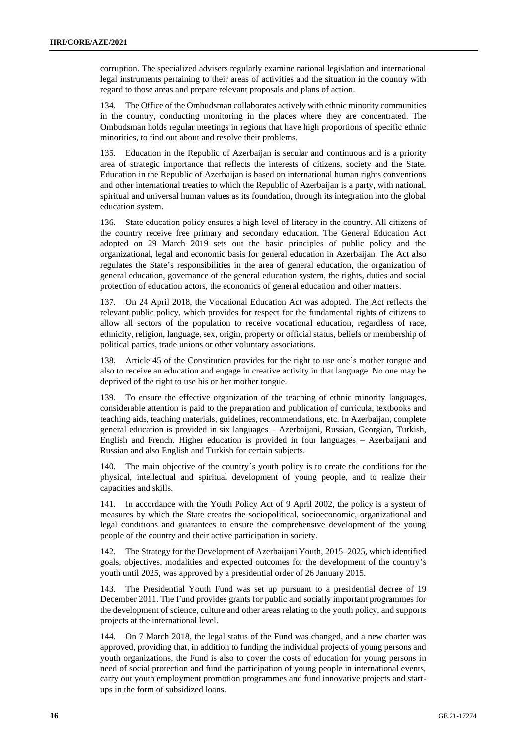corruption. The specialized advisers regularly examine national legislation and international legal instruments pertaining to their areas of activities and the situation in the country with regard to those areas and prepare relevant proposals and plans of action.

134. The Office of the Ombudsman collaborates actively with ethnic minority communities in the country, conducting monitoring in the places where they are concentrated. The Ombudsman holds regular meetings in regions that have high proportions of specific ethnic minorities, to find out about and resolve their problems.

135. Education in the Republic of Azerbaijan is secular and continuous and is a priority area of strategic importance that reflects the interests of citizens, society and the State. Education in the Republic of Azerbaijan is based on international human rights conventions and other international treaties to which the Republic of Azerbaijan is a party, with national, spiritual and universal human values as its foundation, through its integration into the global education system.

136. State education policy ensures a high level of literacy in the country. All citizens of the country receive free primary and secondary education. The General Education Act adopted on 29 March 2019 sets out the basic principles of public policy and the organizational, legal and economic basis for general education in Azerbaijan. The Act also regulates the State's responsibilities in the area of general education, the organization of general education, governance of the general education system, the rights, duties and social protection of education actors, the economics of general education and other matters.

137. On 24 April 2018, the Vocational Education Act was adopted. The Act reflects the relevant public policy, which provides for respect for the fundamental rights of citizens to allow all sectors of the population to receive vocational education, regardless of race, ethnicity, religion, language, sex, origin, property or official status, beliefs or membership of political parties, trade unions or other voluntary associations.

138. Article 45 of the Constitution provides for the right to use one's mother tongue and also to receive an education and engage in creative activity in that language. No one may be deprived of the right to use his or her mother tongue.

139. To ensure the effective organization of the teaching of ethnic minority languages, considerable attention is paid to the preparation and publication of curricula, textbooks and teaching aids, teaching materials, guidelines, recommendations, etc. In Azerbaijan, complete general education is provided in six languages – Azerbaijani, Russian, Georgian, Turkish, English and French. Higher education is provided in four languages – Azerbaijani and Russian and also English and Turkish for certain subjects.

140. The main objective of the country's youth policy is to create the conditions for the physical, intellectual and spiritual development of young people, and to realize their capacities and skills.

141. In accordance with the Youth Policy Act of 9 April 2002, the policy is a system of measures by which the State creates the sociopolitical, socioeconomic, organizational and legal conditions and guarantees to ensure the comprehensive development of the young people of the country and their active participation in society.

142. The Strategy for the Development of Azerbaijani Youth, 2015–2025, which identified goals, objectives, modalities and expected outcomes for the development of the country's youth until 2025, was approved by a presidential order of 26 January 2015.

143. The Presidential Youth Fund was set up pursuant to a presidential decree of 19 December 2011. The Fund provides grants for public and socially important programmes for the development of science, culture and other areas relating to the youth policy, and supports projects at the international level.

144. On 7 March 2018, the legal status of the Fund was changed, and a new charter was approved, providing that, in addition to funding the individual projects of young persons and youth organizations, the Fund is also to cover the costs of education for young persons in need of social protection and fund the participation of young people in international events, carry out youth employment promotion programmes and fund innovative projects and start-ups in the form of subsidized loans.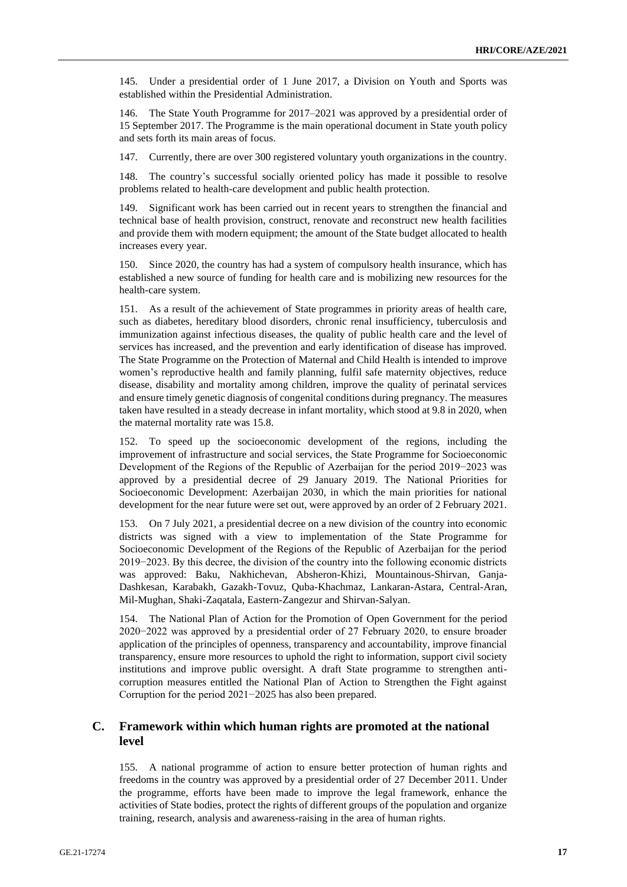145. Under a presidential order of 1 June 2017, a Division on Youth and Sports was established within the Presidential Administration.

146. The State Youth Programme for 2017–2021 was approved by a presidential order of 15 September 2017. The Programme is the main operational document in State youth policy and sets forth its main areas of focus.

147. Currently, there are over 300 registered voluntary youth organizations in the country.

148. The country's successful socially oriented policy has made it possible to resolve problems related to health-care development and public health protection.

149. Significant work has been carried out in recent years to strengthen the financial and technical base of health provision, construct, renovate and reconstruct new health facilities and provide them with modern equipment; the amount of the State budget allocated to health increases every year.

150. Since 2020, the country has had a system of compulsory health insurance, which has established a new source of funding for health care and is mobilizing new resources for the health-care system.

151. As a result of the achievement of State programmes in priority areas of health care, such as diabetes, hereditary blood disorders, chronic renal insufficiency, tuberculosis and immunization against infectious diseases, the quality of public health care and the level of services has increased, and the prevention and early identification of disease has improved. The State Programme on the Protection of Maternal and Child Health is intended to improve women's reproductive health and family planning, fulfil safe maternity objectives, reduce disease, disability and mortality among children, improve the quality of perinatal services and ensure timely genetic diagnosis of congenital conditions during pregnancy. The measures taken have resulted in a steady decrease in infant mortality, which stood at 9.8 in 2020, when the maternal mortality rate was 15.8.

152. To speed up the socioeconomic development of the regions, including the improvement of infrastructure and social services, the State Programme for Socioeconomic Development of the Regions of the Republic of Azerbaijan for the period 2019−2023 was approved by a presidential decree of 29 January 2019. The National Priorities for Socioeconomic Development: Azerbaijan 2030, in which the main priorities for national development for the near future were set out, were approved by an order of 2 February 2021.

153. On 7 July 2021, a presidential decree on a new division of the country into economic districts was signed with a view to implementation of the State Programme for Socioeconomic Development of the Regions of the Republic of Azerbaijan for the period 2019−2023. By this decree, the division of the country into the following economic districts was approved: Baku, Nakhichevan, Absheron-Khizi, Mountainous-Shirvan, Ganja-Dashkesan, Karabakh, Gazakh-Tovuz, Quba-Khachmaz, Lankaran-Astara, Central-Aran, Mil-Mughan, Shaki-Zaqatala, Eastern-Zangezur and Shirvan-Salyan.

154. The National Plan of Action for the Promotion of Open Government for the period 2020−2022 was approved by a presidential order of 27 February 2020, to ensure broader application of the principles of openness, transparency and accountability, improve financial transparency, ensure more resources to uphold the right to information, support civil society institutions and improve public oversight. A draft State programme to strengthen anti-corruption measures entitled the National Plan of Action to Strengthen the Fight against Corruption for the period 2021−2025 has also been prepared.

## C. Framework within which human rights are promoted at the national level

155. A national programme of action to ensure better protection of human rights and freedoms in the country was approved by a presidential order of 27 December 2011. Under the programme, efforts have been made to improve the legal framework, enhance the activities of State bodies, protect the rights of different groups of the population and organize training, research, analysis and awareness-raising in the area of human rights.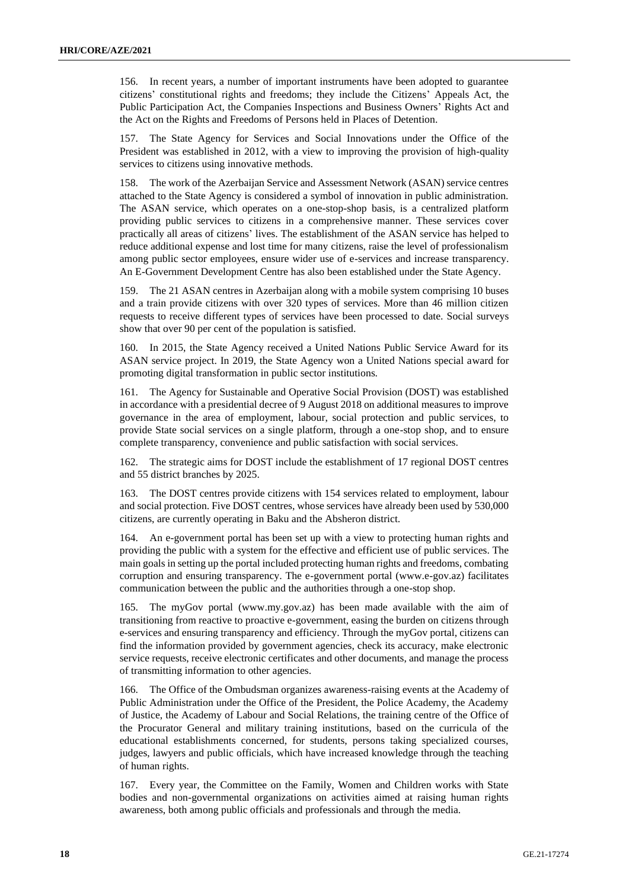156. In recent years, a number of important instruments have been adopted to guarantee citizens' constitutional rights and freedoms; they include the Citizens' Appeals Act, the Public Participation Act, the Companies Inspections and Business Owners' Rights Act and the Act on the Rights and Freedoms of Persons held in Places of Detention.

157. The State Agency for Services and Social Innovations under the Office of the President was established in 2012, with a view to improving the provision of high-quality services to citizens using innovative methods.

158. The work of the Azerbaijan Service and Assessment Network (ASAN) service centres attached to the State Agency is considered a symbol of innovation in public administration. The ASAN service, which operates on a one-stop-shop basis, is a centralized platform providing public services to citizens in a comprehensive manner. These services cover practically all areas of citizens' lives. The establishment of the ASAN service has helped to reduce additional expense and lost time for many citizens, raise the level of professionalism among public sector employees, ensure wider use of e-services and increase transparency. An E-Government Development Centre has also been established under the State Agency.

159. The 21 ASAN centres in Azerbaijan along with a mobile system comprising 10 buses and a train provide citizens with over 320 types of services. More than 46 million citizen requests to receive different types of services have been processed to date. Social surveys show that over 90 per cent of the population is satisfied.

160. In 2015, the State Agency received a United Nations Public Service Award for its ASAN service project. In 2019, the State Agency won a United Nations special award for promoting digital transformation in public sector institutions.

161. The Agency for Sustainable and Operative Social Provision (DOST) was established in accordance with a presidential decree of 9 August 2018 on additional measures to improve governance in the area of employment, labour, social protection and public services, to provide State social services on a single platform, through a one-stop shop, and to ensure complete transparency, convenience and public satisfaction with social services.

162. The strategic aims for DOST include the establishment of 17 regional DOST centres and 55 district branches by 2025.

163. The DOST centres provide citizens with 154 services related to employment, labour and social protection. Five DOST centres, whose services have already been used by 530,000 citizens, are currently operating in Baku and the Absheron district.

164. An e-government portal has been set up with a view to protecting human rights and providing the public with a system for the effective and efficient use of public services. The main goals in setting up the portal included protecting human rights and freedoms, combating corruption and ensuring transparency. The e-government portal (www.e-gov.az) facilitates communication between the public and the authorities through a one-stop shop.

165. The myGov portal (www.my.gov.az) has been made available with the aim of transitioning from reactive to proactive e-government, easing the burden on citizens through e-services and ensuring transparency and efficiency. Through the myGov portal, citizens can find the information provided by government agencies, check its accuracy, make electronic service requests, receive electronic certificates and other documents, and manage the process of transmitting information to other agencies.

166. The Office of the Ombudsman organizes awareness-raising events at the Academy of Public Administration under the Office of the President, the Police Academy, the Academy of Justice, the Academy of Labour and Social Relations, the training centre of the Office of the Procurator General and military training institutions, based on the curricula of the educational establishments concerned, for students, persons taking specialized courses, judges, lawyers and public officials, which have increased knowledge through the teaching of human rights.

167. Every year, the Committee on the Family, Women and Children works with State bodies and non-governmental organizations on activities aimed at raising human rights awareness, both among public officials and professionals and through the media.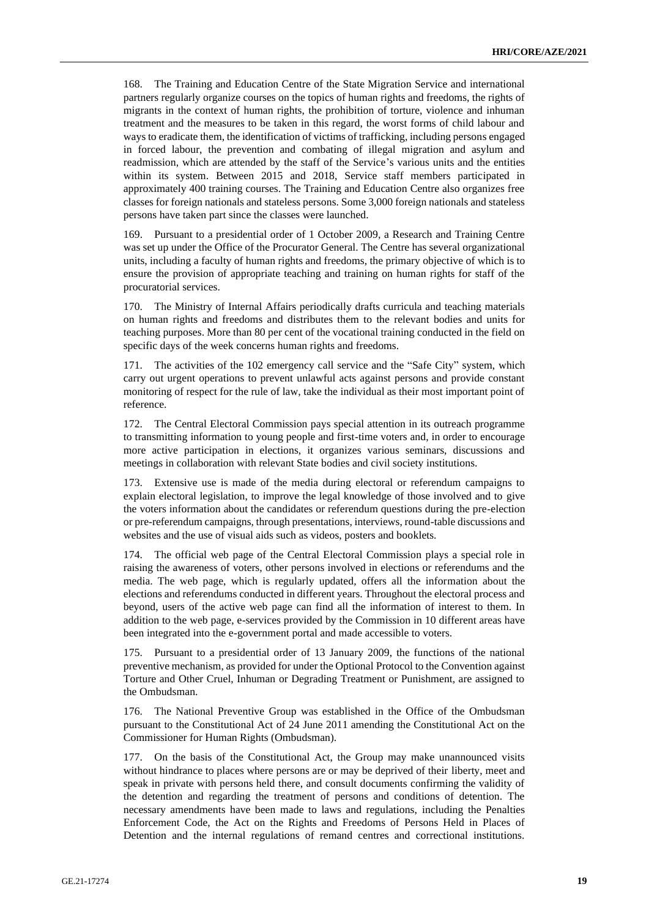168. The Training and Education Centre of the State Migration Service and international partners regularly organize courses on the topics of human rights and freedoms, the rights of migrants in the context of human rights, the prohibition of torture, violence and inhuman treatment and the measures to be taken in this regard, the worst forms of child labour and ways to eradicate them, the identification of victims of trafficking, including persons engaged in forced labour, the prevention and combating of illegal migration and asylum and readmission, which are attended by the staff of the Service's various units and the entities within its system. Between 2015 and 2018, Service staff members participated in approximately 400 training courses. The Training and Education Centre also organizes free classes for foreign nationals and stateless persons. Some 3,000 foreign nationals and stateless persons have taken part since the classes were launched.

169. Pursuant to a presidential order of 1 October 2009, a Research and Training Centre was set up under the Office of the Procurator General. The Centre has several organizational units, including a faculty of human rights and freedoms, the primary objective of which is to ensure the provision of appropriate teaching and training on human rights for staff of the procuratorial services.

170. The Ministry of Internal Affairs periodically drafts curricula and teaching materials on human rights and freedoms and distributes them to the relevant bodies and units for teaching purposes. More than 80 per cent of the vocational training conducted in the field on specific days of the week concerns human rights and freedoms.

171. The activities of the 102 emergency call service and the "Safe City" system, which carry out urgent operations to prevent unlawful acts against persons and provide constant monitoring of respect for the rule of law, take the individual as their most important point of reference.

172. The Central Electoral Commission pays special attention in its outreach programme to transmitting information to young people and first-time voters and, in order to encourage more active participation in elections, it organizes various seminars, discussions and meetings in collaboration with relevant State bodies and civil society institutions.

173. Extensive use is made of the media during electoral or referendum campaigns to explain electoral legislation, to improve the legal knowledge of those involved and to give the voters information about the candidates or referendum questions during the pre-election or pre-referendum campaigns, through presentations, interviews, round-table discussions and websites and the use of visual aids such as videos, posters and booklets.

174. The official web page of the Central Electoral Commission plays a special role in raising the awareness of voters, other persons involved in elections or referendums and the media. The web page, which is regularly updated, offers all the information about the elections and referendums conducted in different years. Throughout the electoral process and beyond, users of the active web page can find all the information of interest to them. In addition to the web page, e-services provided by the Commission in 10 different areas have been integrated into the e-government portal and made accessible to voters.

175. Pursuant to a presidential order of 13 January 2009, the functions of the national preventive mechanism, as provided for under the Optional Protocol to the Convention against Torture and Other Cruel, Inhuman or Degrading Treatment or Punishment, are assigned to the Ombudsman.

176. The National Preventive Group was established in the Office of the Ombudsman pursuant to the Constitutional Act of 24 June 2011 amending the Constitutional Act on the Commissioner for Human Rights (Ombudsman).

177. On the basis of the Constitutional Act, the Group may make unannounced visits without hindrance to places where persons are or may be deprived of their liberty, meet and speak in private with persons held there, and consult documents confirming the validity of the detention and regarding the treatment of persons and conditions of detention. The necessary amendments have been made to laws and regulations, including the Penalties Enforcement Code, the Act on the Rights and Freedoms of Persons Held in Places of Detention and the internal regulations of remand centres and correctional institutions.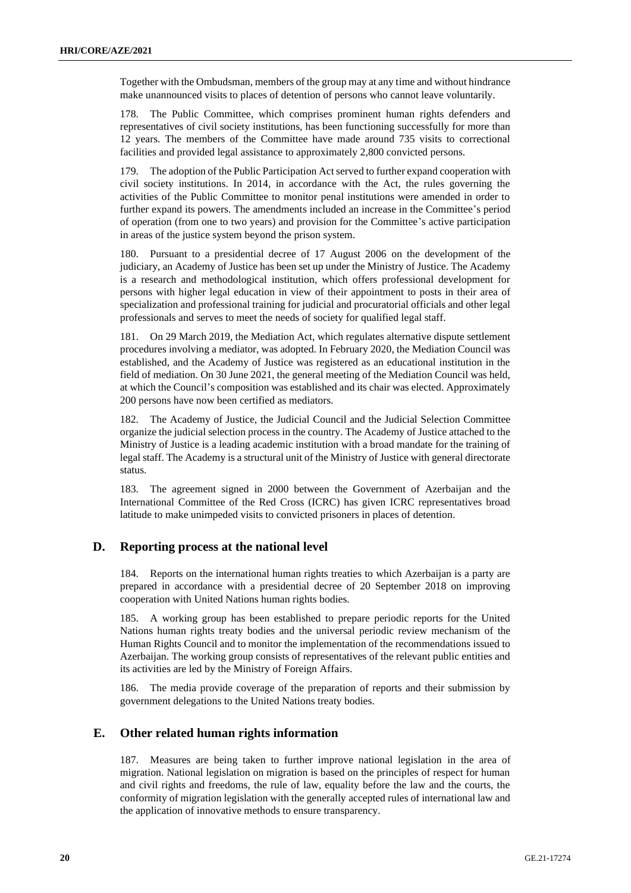Together with the Ombudsman, members of the group may at any time and without hindrance make unannounced visits to places of detention of persons who cannot leave voluntarily.

178. The Public Committee, which comprises prominent human rights defenders and representatives of civil society institutions, has been functioning successfully for more than 12 years. The members of the Committee have made around 735 visits to correctional facilities and provided legal assistance to approximately 2,800 convicted persons.

179. The adoption of the Public Participation Act served to further expand cooperation with civil society institutions. In 2014, in accordance with the Act, the rules governing the activities of the Public Committee to monitor penal institutions were amended in order to further expand its powers. The amendments included an increase in the Committee's period of operation (from one to two years) and provision for the Committee's active participation in areas of the justice system beyond the prison system.

180. Pursuant to a presidential decree of 17 August 2006 on the development of the judiciary, an Academy of Justice has been set up under the Ministry of Justice. The Academy is a research and methodological institution, which offers professional development for persons with higher legal education in view of their appointment to posts in their area of specialization and professional training for judicial and procuratorial officials and other legal professionals and serves to meet the needs of society for qualified legal staff.

181. On 29 March 2019, the Mediation Act, which regulates alternative dispute settlement procedures involving a mediator, was adopted. In February 2020, the Mediation Council was established, and the Academy of Justice was registered as an educational institution in the field of mediation. On 30 June 2021, the general meeting of the Mediation Council was held, at which the Council's composition was established and its chair was elected. Approximately 200 persons have now been certified as mediators.

182. The Academy of Justice, the Judicial Council and the Judicial Selection Committee organize the judicial selection process in the country. The Academy of Justice attached to the Ministry of Justice is a leading academic institution with a broad mandate for the training of legal staff. The Academy is a structural unit of the Ministry of Justice with general directorate status.

183. The agreement signed in 2000 between the Government of Azerbaijan and the International Committee of the Red Cross (ICRC) has given ICRC representatives broad latitude to make unimpeded visits to convicted prisoners in places of detention.

## D. Reporting process at the national level

184. Reports on the international human rights treaties to which Azerbaijan is a party are prepared in accordance with a presidential decree of 20 September 2018 on improving cooperation with United Nations human rights bodies.

185. A working group has been established to prepare periodic reports for the United Nations human rights treaty bodies and the universal periodic review mechanism of the Human Rights Council and to monitor the implementation of the recommendations issued to Azerbaijan. The working group consists of representatives of the relevant public entities and its activities are led by the Ministry of Foreign Affairs.

186. The media provide coverage of the preparation of reports and their submission by government delegations to the United Nations treaty bodies.

## E. Other related human rights information

187. Measures are being taken to further improve national legislation in the area of migration. National legislation on migration is based on the principles of respect for human and civil rights and freedoms, the rule of law, equality before the law and the courts, the conformity of migration legislation with the generally accepted rules of international law and the application of innovative methods to ensure transparency.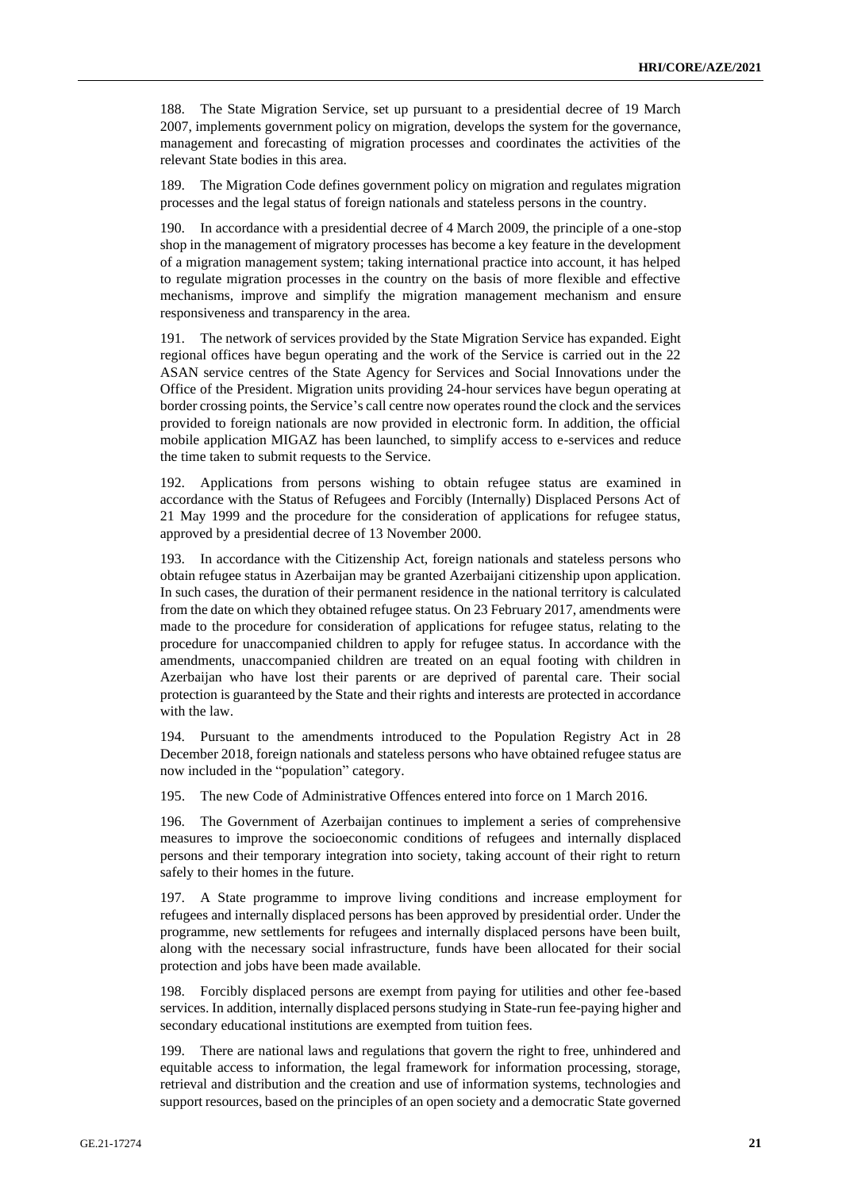188. The State Migration Service, set up pursuant to a presidential decree of 19 March 2007, implements government policy on migration, develops the system for the governance, management and forecasting of migration processes and coordinates the activities of the relevant State bodies in this area.

189. The Migration Code defines government policy on migration and regulates migration processes and the legal status of foreign nationals and stateless persons in the country.

190. In accordance with a presidential decree of 4 March 2009, the principle of a one-stop shop in the management of migratory processes has become a key feature in the development of a migration management system; taking international practice into account, it has helped to regulate migration processes in the country on the basis of more flexible and effective mechanisms, improve and simplify the migration management mechanism and ensure responsiveness and transparency in the area.

191. The network of services provided by the State Migration Service has expanded. Eight regional offices have begun operating and the work of the Service is carried out in the 22 ASAN service centres of the State Agency for Services and Social Innovations under the Office of the President. Migration units providing 24-hour services have begun operating at border crossing points, the Service's call centre now operates round the clock and the services provided to foreign nationals are now provided in electronic form. In addition, the official mobile application MIGAZ has been launched, to simplify access to e-services and reduce the time taken to submit requests to the Service.

192. Applications from persons wishing to obtain refugee status are examined in accordance with the Status of Refugees and Forcibly (Internally) Displaced Persons Act of 21 May 1999 and the procedure for the consideration of applications for refugee status, approved by a presidential decree of 13 November 2000.

193. In accordance with the Citizenship Act, foreign nationals and stateless persons who obtain refugee status in Azerbaijan may be granted Azerbaijani citizenship upon application. In such cases, the duration of their permanent residence in the national territory is calculated from the date on which they obtained refugee status. On 23 February 2017, amendments were made to the procedure for consideration of applications for refugee status, relating to the procedure for unaccompanied children to apply for refugee status. In accordance with the amendments, unaccompanied children are treated on an equal footing with children in Azerbaijan who have lost their parents or are deprived of parental care. Their social protection is guaranteed by the State and their rights and interests are protected in accordance with the law.

194. Pursuant to the amendments introduced to the Population Registry Act in 28 December 2018, foreign nationals and stateless persons who have obtained refugee status are now included in the "population" category.

195. The new Code of Administrative Offences entered into force on 1 March 2016.

196. The Government of Azerbaijan continues to implement a series of comprehensive measures to improve the socioeconomic conditions of refugees and internally displaced persons and their temporary integration into society, taking account of their right to return safely to their homes in the future.

197. A State programme to improve living conditions and increase employment for refugees and internally displaced persons has been approved by presidential order. Under the programme, new settlements for refugees and internally displaced persons have been built, along with the necessary social infrastructure, funds have been allocated for their social protection and jobs have been made available.

198. Forcibly displaced persons are exempt from paying for utilities and other fee-based services. In addition, internally displaced persons studying in State-run fee-paying higher and secondary educational institutions are exempted from tuition fees.

199. There are national laws and regulations that govern the right to free, unhindered and equitable access to information, the legal framework for information processing, storage, retrieval and distribution and the creation and use of information systems, technologies and support resources, based on the principles of an open society and a democratic State governed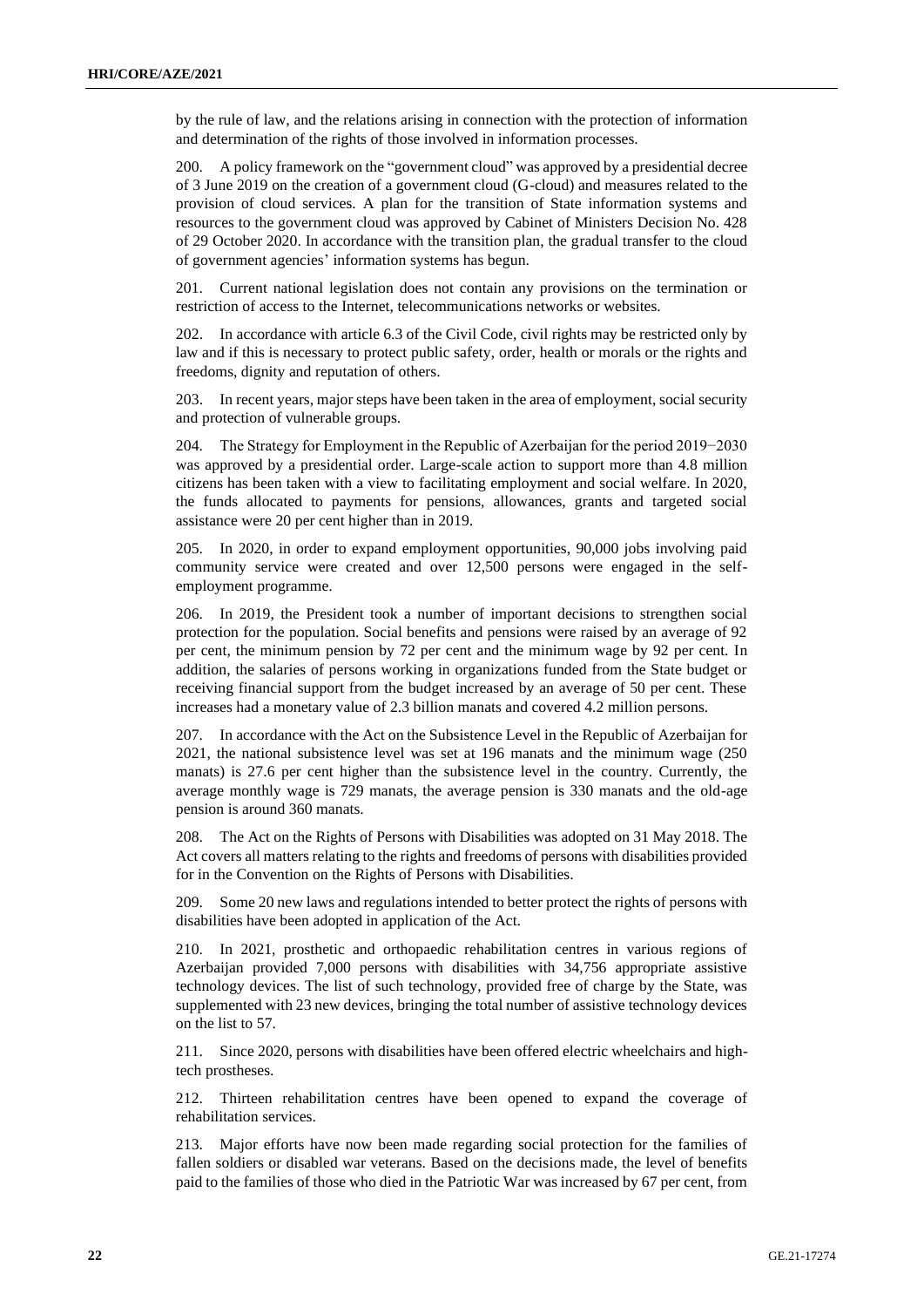by the rule of law, and the relations arising in connection with the protection of information and determination of the rights of those involved in information processes.

200. A policy framework on the "government cloud" was approved by a presidential decree of 3 June 2019 on the creation of a government cloud (G-cloud) and measures related to the provision of cloud services. A plan for the transition of State information systems and resources to the government cloud was approved by Cabinet of Ministers Decision No. 428 of 29 October 2020. In accordance with the transition plan, the gradual transfer to the cloud of government agencies' information systems has begun.

201. Current national legislation does not contain any provisions on the termination or restriction of access to the Internet, telecommunications networks or websites.

202. In accordance with article 6.3 of the Civil Code, civil rights may be restricted only by law and if this is necessary to protect public safety, order, health or morals or the rights and freedoms, dignity and reputation of others.

203. In recent years, major steps have been taken in the area of employment, social security and protection of vulnerable groups.

204. The Strategy for Employment in the Republic of Azerbaijan for the period 2019−2030 was approved by a presidential order. Large-scale action to support more than 4.8 million citizens has been taken with a view to facilitating employment and social welfare. In 2020, the funds allocated to payments for pensions, allowances, grants and targeted social assistance were 20 per cent higher than in 2019.

205. In 2020, in order to expand employment opportunities, 90,000 jobs involving paid community service were created and over 12,500 persons were engaged in the self-employment programme.

206. In 2019, the President took a number of important decisions to strengthen social protection for the population. Social benefits and pensions were raised by an average of 92 per cent, the minimum pension by 72 per cent and the minimum wage by 92 per cent. In addition, the salaries of persons working in organizations funded from the State budget or receiving financial support from the budget increased by an average of 50 per cent. These increases had a monetary value of 2.3 billion manats and covered 4.2 million persons.

207. In accordance with the Act on the Subsistence Level in the Republic of Azerbaijan for 2021, the national subsistence level was set at 196 manats and the minimum wage (250 manats) is 27.6 per cent higher than the subsistence level in the country. Currently, the average monthly wage is 729 manats, the average pension is 330 manats and the old-age pension is around 360 manats.

208. The Act on the Rights of Persons with Disabilities was adopted on 31 May 2018. The Act covers all matters relating to the rights and freedoms of persons with disabilities provided for in the Convention on the Rights of Persons with Disabilities.

209. Some 20 new laws and regulations intended to better protect the rights of persons with disabilities have been adopted in application of the Act.

210. In 2021, prosthetic and orthopaedic rehabilitation centres in various regions of Azerbaijan provided 7,000 persons with disabilities with 34,756 appropriate assistive technology devices. The list of such technology, provided free of charge by the State, was supplemented with 23 new devices, bringing the total number of assistive technology devices on the list to 57.

211. Since 2020, persons with disabilities have been offered electric wheelchairs and high-tech prostheses.

212. Thirteen rehabilitation centres have been opened to expand the coverage of rehabilitation services.

213. Major efforts have now been made regarding social protection for the families of fallen soldiers or disabled war veterans. Based on the decisions made, the level of benefits paid to the families of those who died in the Patriotic War was increased by 67 per cent, from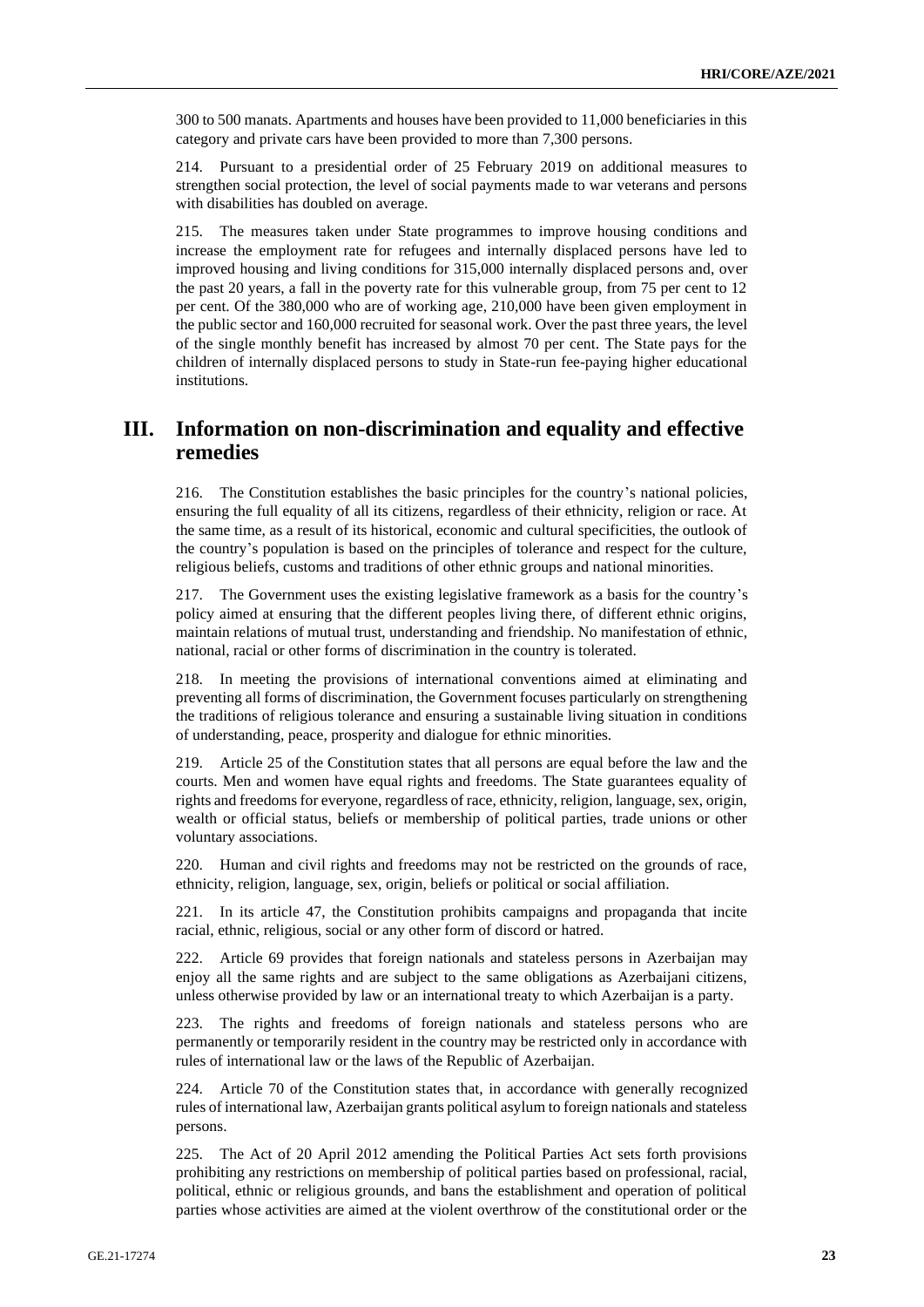300 to 500 manats. Apartments and houses have been provided to 11,000 beneficiaries in this category and private cars have been provided to more than 7,300 persons.

214. Pursuant to a presidential order of 25 February 2019 on additional measures to strengthen social protection, the level of social payments made to war veterans and persons with disabilities has doubled on average.

215. The measures taken under State programmes to improve housing conditions and increase the employment rate for refugees and internally displaced persons have led to improved housing and living conditions for 315,000 internally displaced persons and, over the past 20 years, a fall in the poverty rate for this vulnerable group, from 75 per cent to 12 per cent. Of the 380,000 who are of working age, 210,000 have been given employment in the public sector and 160,000 recruited for seasonal work. Over the past three years, the level of the single monthly benefit has increased by almost 70 per cent. The State pays for the children of internally displaced persons to study in State-run fee-paying higher educational institutions.

## III. Information on non-discrimination and equality and effective remedies

216. The Constitution establishes the basic principles for the country's national policies, ensuring the full equality of all its citizens, regardless of their ethnicity, religion or race. At the same time, as a result of its historical, economic and cultural specificities, the outlook of the country's population is based on the principles of tolerance and respect for the culture, religious beliefs, customs and traditions of other ethnic groups and national minorities.

217. The Government uses the existing legislative framework as a basis for the country's policy aimed at ensuring that the different peoples living there, of different ethnic origins, maintain relations of mutual trust, understanding and friendship. No manifestation of ethnic, national, racial or other forms of discrimination in the country is tolerated.

218. In meeting the provisions of international conventions aimed at eliminating and preventing all forms of discrimination, the Government focuses particularly on strengthening the traditions of religious tolerance and ensuring a sustainable living situation in conditions of understanding, peace, prosperity and dialogue for ethnic minorities.

219. Article 25 of the Constitution states that all persons are equal before the law and the courts. Men and women have equal rights and freedoms. The State guarantees equality of rights and freedoms for everyone, regardless of race, ethnicity, religion, language, sex, origin, wealth or official status, beliefs or membership of political parties, trade unions or other voluntary associations.

220. Human and civil rights and freedoms may not be restricted on the grounds of race, ethnicity, religion, language, sex, origin, beliefs or political or social affiliation.

221. In its article 47, the Constitution prohibits campaigns and propaganda that incite racial, ethnic, religious, social or any other form of discord or hatred.

222. Article 69 provides that foreign nationals and stateless persons in Azerbaijan may enjoy all the same rights and are subject to the same obligations as Azerbaijani citizens, unless otherwise provided by law or an international treaty to which Azerbaijan is a party.

223. The rights and freedoms of foreign nationals and stateless persons who are permanently or temporarily resident in the country may be restricted only in accordance with rules of international law or the laws of the Republic of Azerbaijan.

224. Article 70 of the Constitution states that, in accordance with generally recognized rules of international law, Azerbaijan grants political asylum to foreign nationals and stateless persons.

225. The Act of 20 April 2012 amending the Political Parties Act sets forth provisions prohibiting any restrictions on membership of political parties based on professional, racial, political, ethnic or religious grounds, and bans the establishment and operation of political parties whose activities are aimed at the violent overthrow of the constitutional order or the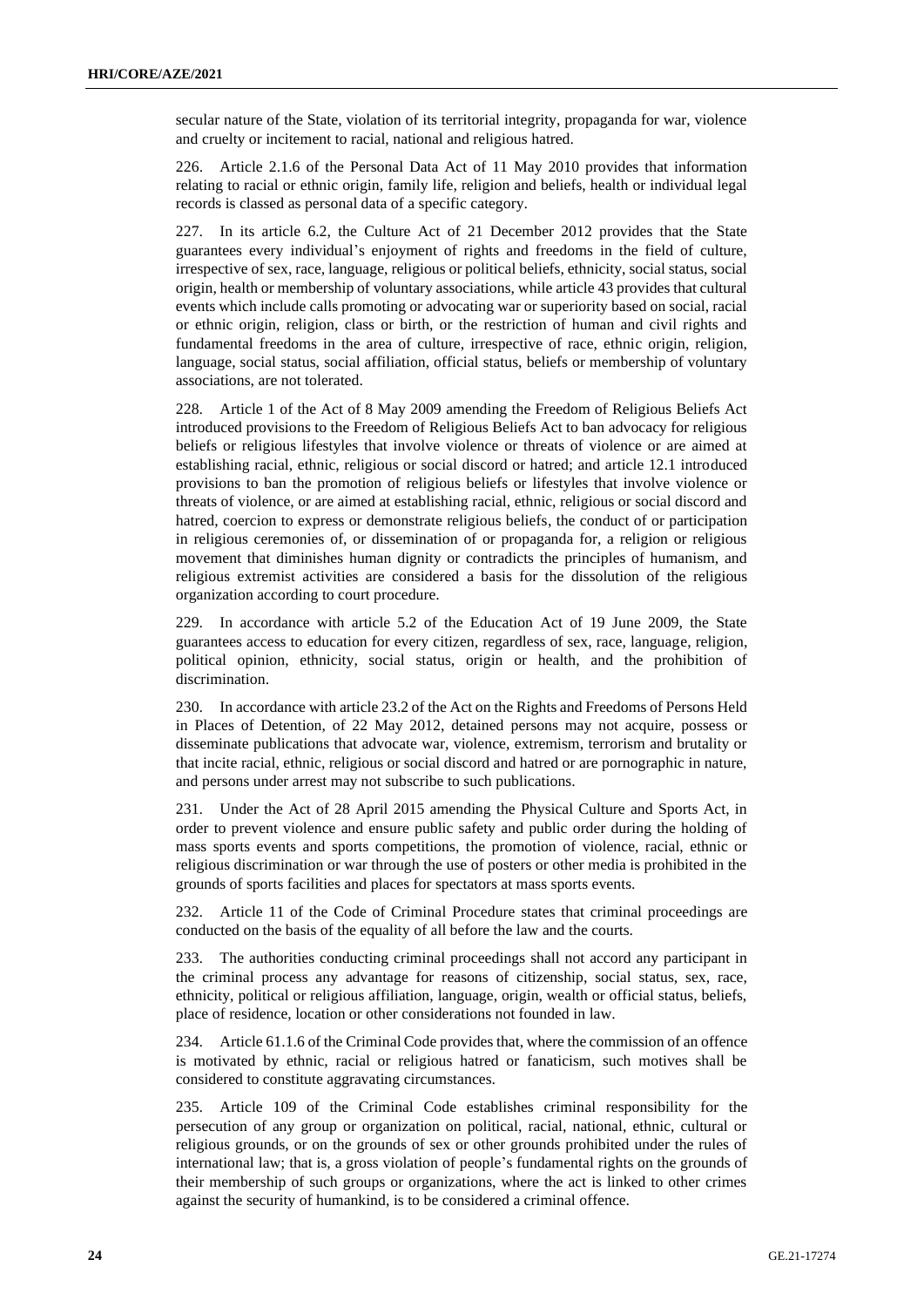secular nature of the State, violation of its territorial integrity, propaganda for war, violence and cruelty or incitement to racial, national and religious hatred.

226. Article 2.1.6 of the Personal Data Act of 11 May 2010 provides that information relating to racial or ethnic origin, family life, religion and beliefs, health or individual legal records is classed as personal data of a specific category.

227. In its article 6.2, the Culture Act of 21 December 2012 provides that the State guarantees every individual's enjoyment of rights and freedoms in the field of culture, irrespective of sex, race, language, religious or political beliefs, ethnicity, social status, social origin, health or membership of voluntary associations, while article 43 provides that cultural events which include calls promoting or advocating war or superiority based on social, racial or ethnic origin, religion, class or birth, or the restriction of human and civil rights and fundamental freedoms in the area of culture, irrespective of race, ethnic origin, religion, language, social status, social affiliation, official status, beliefs or membership of voluntary associations, are not tolerated.

228. Article 1 of the Act of 8 May 2009 amending the Freedom of Religious Beliefs Act introduced provisions to the Freedom of Religious Beliefs Act to ban advocacy for religious beliefs or religious lifestyles that involve violence or threats of violence or are aimed at establishing racial, ethnic, religious or social discord or hatred; and article 12.1 introduced provisions to ban the promotion of religious beliefs or lifestyles that involve violence or threats of violence, or are aimed at establishing racial, ethnic, religious or social discord and hatred, coercion to express or demonstrate religious beliefs, the conduct of or participation in religious ceremonies of, or dissemination of or propaganda for, a religion or religious movement that diminishes human dignity or contradicts the principles of humanism, and religious extremist activities are considered a basis for the dissolution of the religious organization according to court procedure.

229. In accordance with article 5.2 of the Education Act of 19 June 2009, the State guarantees access to education for every citizen, regardless of sex, race, language, religion, political opinion, ethnicity, social status, origin or health, and the prohibition of discrimination.

230. In accordance with article 23.2 of the Act on the Rights and Freedoms of Persons Held in Places of Detention, of 22 May 2012, detained persons may not acquire, possess or disseminate publications that advocate war, violence, extremism, terrorism and brutality or that incite racial, ethnic, religious or social discord and hatred or are pornographic in nature, and persons under arrest may not subscribe to such publications.

231. Under the Act of 28 April 2015 amending the Physical Culture and Sports Act, in order to prevent violence and ensure public safety and public order during the holding of mass sports events and sports competitions, the promotion of violence, racial, ethnic or religious discrimination or war through the use of posters or other media is prohibited in the grounds of sports facilities and places for spectators at mass sports events.

232. Article 11 of the Code of Criminal Procedure states that criminal proceedings are conducted on the basis of the equality of all before the law and the courts.

233. The authorities conducting criminal proceedings shall not accord any participant in the criminal process any advantage for reasons of citizenship, social status, sex, race, ethnicity, political or religious affiliation, language, origin, wealth or official status, beliefs, place of residence, location or other considerations not founded in law.

234. Article 61.1.6 of the Criminal Code provides that, where the commission of an offence is motivated by ethnic, racial or religious hatred or fanaticism, such motives shall be considered to constitute aggravating circumstances.

235. Article 109 of the Criminal Code establishes criminal responsibility for the persecution of any group or organization on political, racial, national, ethnic, cultural or religious grounds, or on the grounds of sex or other grounds prohibited under the rules of international law; that is, a gross violation of people's fundamental rights on the grounds of their membership of such groups or organizations, where the act is linked to other crimes against the security of humankind, is to be considered a criminal offence.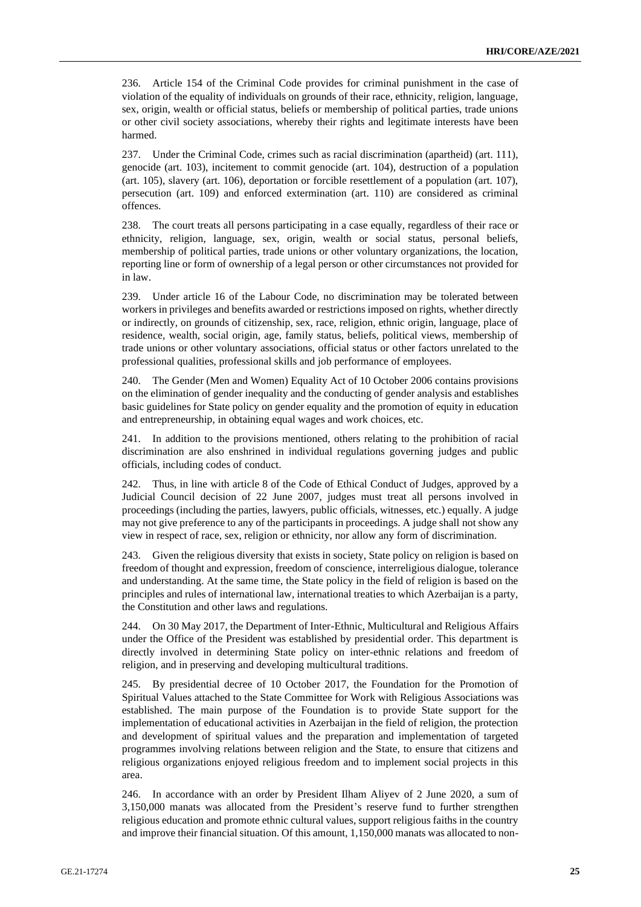236. Article 154 of the Criminal Code provides for criminal punishment in the case of violation of the equality of individuals on grounds of their race, ethnicity, religion, language, sex, origin, wealth or official status, beliefs or membership of political parties, trade unions or other civil society associations, whereby their rights and legitimate interests have been harmed.

237. Under the Criminal Code, crimes such as racial discrimination (apartheid) (art. 111), genocide (art. 103), incitement to commit genocide (art. 104), destruction of a population (art. 105), slavery (art. 106), deportation or forcible resettlement of a population (art. 107), persecution (art. 109) and enforced extermination (art. 110) are considered as criminal offences.

238. The court treats all persons participating in a case equally, regardless of their race or ethnicity, religion, language, sex, origin, wealth or social status, personal beliefs, membership of political parties, trade unions or other voluntary organizations, the location, reporting line or form of ownership of a legal person or other circumstances not provided for in law.

239. Under article 16 of the Labour Code, no discrimination may be tolerated between workers in privileges and benefits awarded or restrictions imposed on rights, whether directly or indirectly, on grounds of citizenship, sex, race, religion, ethnic origin, language, place of residence, wealth, social origin, age, family status, beliefs, political views, membership of trade unions or other voluntary associations, official status or other factors unrelated to the professional qualities, professional skills and job performance of employees.

240. The Gender (Men and Women) Equality Act of 10 October 2006 contains provisions on the elimination of gender inequality and the conducting of gender analysis and establishes basic guidelines for State policy on gender equality and the promotion of equity in education and entrepreneurship, in obtaining equal wages and work choices, etc.

241. In addition to the provisions mentioned, others relating to the prohibition of racial discrimination are also enshrined in individual regulations governing judges and public officials, including codes of conduct.

242. Thus, in line with article 8 of the Code of Ethical Conduct of Judges, approved by a Judicial Council decision of 22 June 2007, judges must treat all persons involved in proceedings (including the parties, lawyers, public officials, witnesses, etc.) equally. A judge may not give preference to any of the participants in proceedings. A judge shall not show any view in respect of race, sex, religion or ethnicity, nor allow any form of discrimination.

243. Given the religious diversity that exists in society, State policy on religion is based on freedom of thought and expression, freedom of conscience, interreligious dialogue, tolerance and understanding. At the same time, the State policy in the field of religion is based on the principles and rules of international law, international treaties to which Azerbaijan is a party, the Constitution and other laws and regulations.

244. On 30 May 2017, the Department of Inter-Ethnic, Multicultural and Religious Affairs under the Office of the President was established by presidential order. This department is directly involved in determining State policy on inter-ethnic relations and freedom of religion, and in preserving and developing multicultural traditions.

245. By presidential decree of 10 October 2017, the Foundation for the Promotion of Spiritual Values attached to the State Committee for Work with Religious Associations was established. The main purpose of the Foundation is to provide State support for the implementation of educational activities in Azerbaijan in the field of religion, the protection and development of spiritual values and the preparation and implementation of targeted programmes involving relations between religion and the State, to ensure that citizens and religious organizations enjoyed religious freedom and to implement social projects in this area.

246. In accordance with an order by President Ilham Aliyev of 2 June 2020, a sum of 3,150,000 manats was allocated from the President's reserve fund to further strengthen religious education and promote ethnic cultural values, support religious faiths in the country and improve their financial situation. Of this amount, 1,150,000 manats was allocated to non-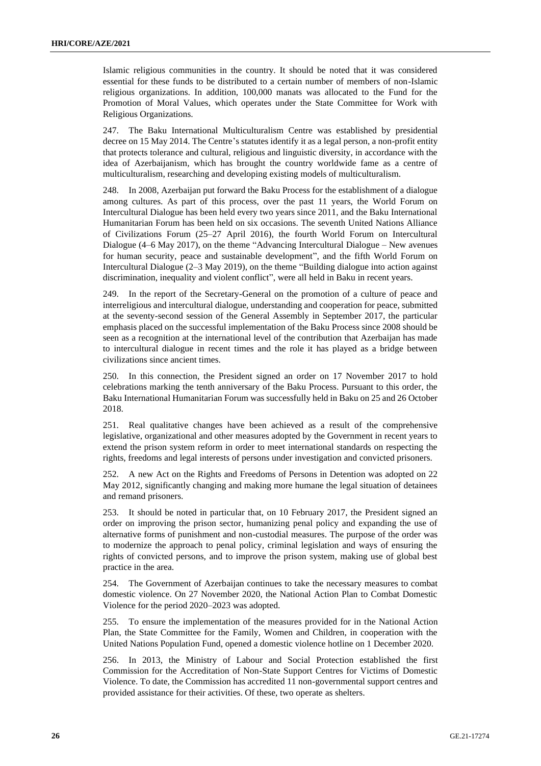Islamic religious communities in the country. It should be noted that it was considered essential for these funds to be distributed to a certain number of members of non-Islamic religious organizations. In addition, 100,000 manats was allocated to the Fund for the Promotion of Moral Values, which operates under the State Committee for Work with Religious Organizations.

247. The Baku International Multiculturalism Centre was established by presidential decree on 15 May 2014. The Centre's statutes identify it as a legal person, a non-profit entity that protects tolerance and cultural, religious and linguistic diversity, in accordance with the idea of Azerbaijanism, which has brought the country worldwide fame as a centre of multiculturalism, researching and developing existing models of multiculturalism.

248. In 2008, Azerbaijan put forward the Baku Process for the establishment of a dialogue among cultures. As part of this process, over the past 11 years, the World Forum on Intercultural Dialogue has been held every two years since 2011, and the Baku International Humanitarian Forum has been held on six occasions. The seventh United Nations Alliance of Civilizations Forum (25–27 April 2016), the fourth World Forum on Intercultural Dialogue (4–6 May 2017), on the theme "Advancing Intercultural Dialogue – New avenues for human security, peace and sustainable development", and the fifth World Forum on Intercultural Dialogue (2–3 May 2019), on the theme "Building dialogue into action against discrimination, inequality and violent conflict", were all held in Baku in recent years.

249. In the report of the Secretary-General on the promotion of a culture of peace and interreligious and intercultural dialogue, understanding and cooperation for peace, submitted at the seventy-second session of the General Assembly in September 2017, the particular emphasis placed on the successful implementation of the Baku Process since 2008 should be seen as a recognition at the international level of the contribution that Azerbaijan has made to intercultural dialogue in recent times and the role it has played as a bridge between civilizations since ancient times.

250. In this connection, the President signed an order on 17 November 2017 to hold celebrations marking the tenth anniversary of the Baku Process. Pursuant to this order, the Baku International Humanitarian Forum was successfully held in Baku on 25 and 26 October 2018.

251. Real qualitative changes have been achieved as a result of the comprehensive legislative, organizational and other measures adopted by the Government in recent years to extend the prison system reform in order to meet international standards on respecting the rights, freedoms and legal interests of persons under investigation and convicted prisoners.

252. A new Act on the Rights and Freedoms of Persons in Detention was adopted on 22 May 2012, significantly changing and making more humane the legal situation of detainees and remand prisoners.

253. It should be noted in particular that, on 10 February 2017, the President signed an order on improving the prison sector, humanizing penal policy and expanding the use of alternative forms of punishment and non-custodial measures. The purpose of the order was to modernize the approach to penal policy, criminal legislation and ways of ensuring the rights of convicted persons, and to improve the prison system, making use of global best practice in the area.

254. The Government of Azerbaijan continues to take the necessary measures to combat domestic violence. On 27 November 2020, the National Action Plan to Combat Domestic Violence for the period 2020–2023 was adopted.

255. To ensure the implementation of the measures provided for in the National Action Plan, the State Committee for the Family, Women and Children, in cooperation with the United Nations Population Fund, opened a domestic violence hotline on 1 December 2020.

256. In 2013, the Ministry of Labour and Social Protection established the first Commission for the Accreditation of Non-State Support Centres for Victims of Domestic Violence. To date, the Commission has accredited 11 non-governmental support centres and provided assistance for their activities. Of these, two operate as shelters.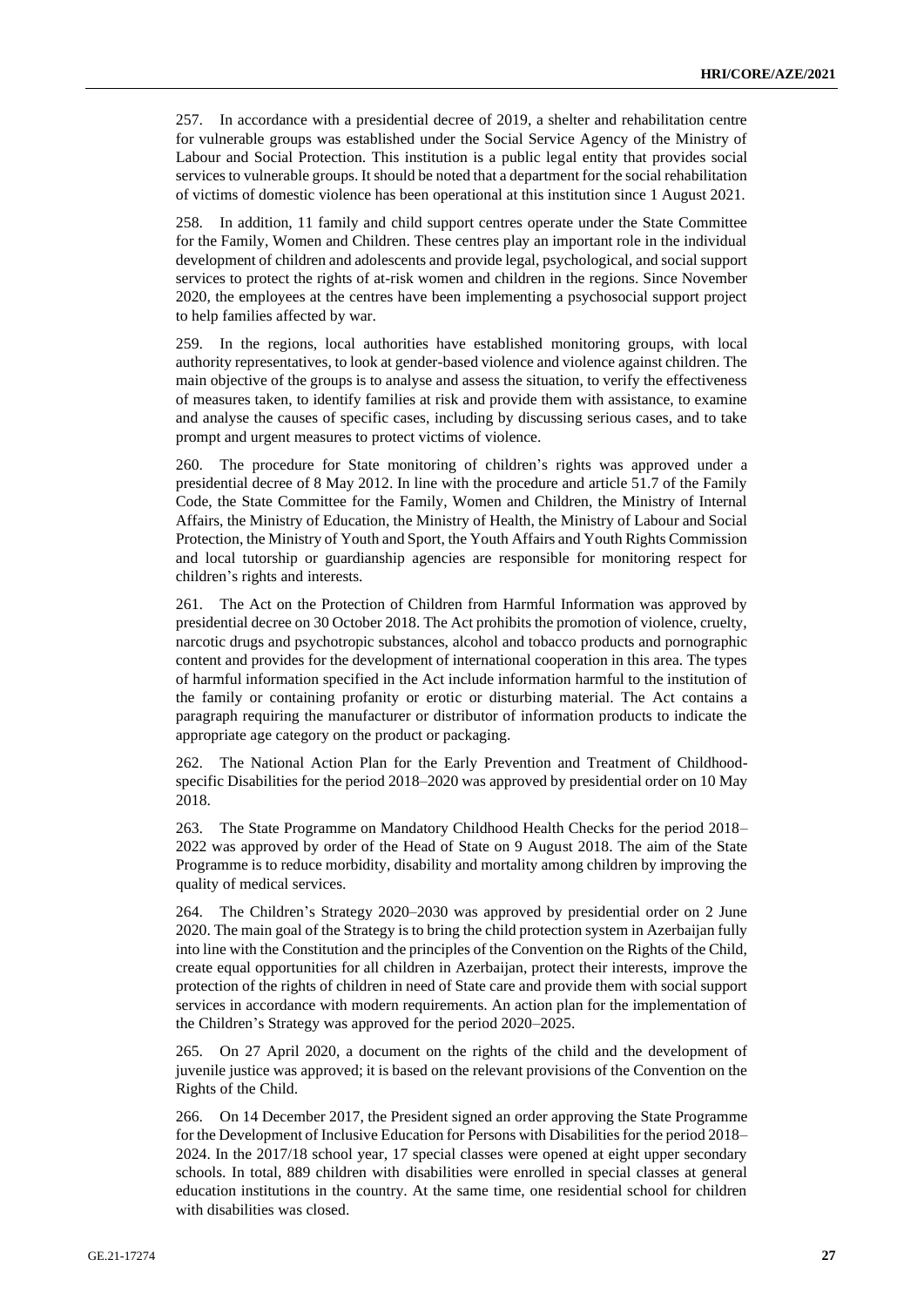257. In accordance with a presidential decree of 2019, a shelter and rehabilitation centre for vulnerable groups was established under the Social Service Agency of the Ministry of Labour and Social Protection. This institution is a public legal entity that provides social services to vulnerable groups. It should be noted that a department for the social rehabilitation of victims of domestic violence has been operational at this institution since 1 August 2021.

258. In addition, 11 family and child support centres operate under the State Committee for the Family, Women and Children. These centres play an important role in the individual development of children and adolescents and provide legal, psychological, and social support services to protect the rights of at-risk women and children in the regions. Since November 2020, the employees at the centres have been implementing a psychosocial support project to help families affected by war.

259. In the regions, local authorities have established monitoring groups, with local authority representatives, to look at gender-based violence and violence against children. The main objective of the groups is to analyse and assess the situation, to verify the effectiveness of measures taken, to identify families at risk and provide them with assistance, to examine and analyse the causes of specific cases, including by discussing serious cases, and to take prompt and urgent measures to protect victims of violence.

260. The procedure for State monitoring of children's rights was approved under a presidential decree of 8 May 2012. In line with the procedure and article 51.7 of the Family Code, the State Committee for the Family, Women and Children, the Ministry of Internal Affairs, the Ministry of Education, the Ministry of Health, the Ministry of Labour and Social Protection, the Ministry of Youth and Sport, the Youth Affairs and Youth Rights Commission and local tutorship or guardianship agencies are responsible for monitoring respect for children's rights and interests.

261. The Act on the Protection of Children from Harmful Information was approved by presidential decree on 30 October 2018. The Act prohibits the promotion of violence, cruelty, narcotic drugs and psychotropic substances, alcohol and tobacco products and pornographic content and provides for the development of international cooperation in this area. The types of harmful information specified in the Act include information harmful to the institution of the family or containing profanity or erotic or disturbing material. The Act contains a paragraph requiring the manufacturer or distributor of information products to indicate the appropriate age category on the product or packaging.

262. The National Action Plan for the Early Prevention and Treatment of Childhood-specific Disabilities for the period 2018–2020 was approved by presidential order on 10 May 2018.

263. The State Programme on Mandatory Childhood Health Checks for the period 2018–2022 was approved by order of the Head of State on 9 August 2018. The aim of the State Programme is to reduce morbidity, disability and mortality among children by improving the quality of medical services.

264. The Children's Strategy 2020–2030 was approved by presidential order on 2 June 2020. The main goal of the Strategy is to bring the child protection system in Azerbaijan fully into line with the Constitution and the principles of the Convention on the Rights of the Child, create equal opportunities for all children in Azerbaijan, protect their interests, improve the protection of the rights of children in need of State care and provide them with social support services in accordance with modern requirements. An action plan for the implementation of the Children's Strategy was approved for the period 2020–2025.

265. On 27 April 2020, a document on the rights of the child and the development of juvenile justice was approved; it is based on the relevant provisions of the Convention on the Rights of the Child.

266. On 14 December 2017, the President signed an order approving the State Programme for the Development of Inclusive Education for Persons with Disabilities for the period 2018–2024. In the 2017/18 school year, 17 special classes were opened at eight upper secondary schools. In total, 889 children with disabilities were enrolled in special classes at general education institutions in the country. At the same time, one residential school for children with disabilities was closed.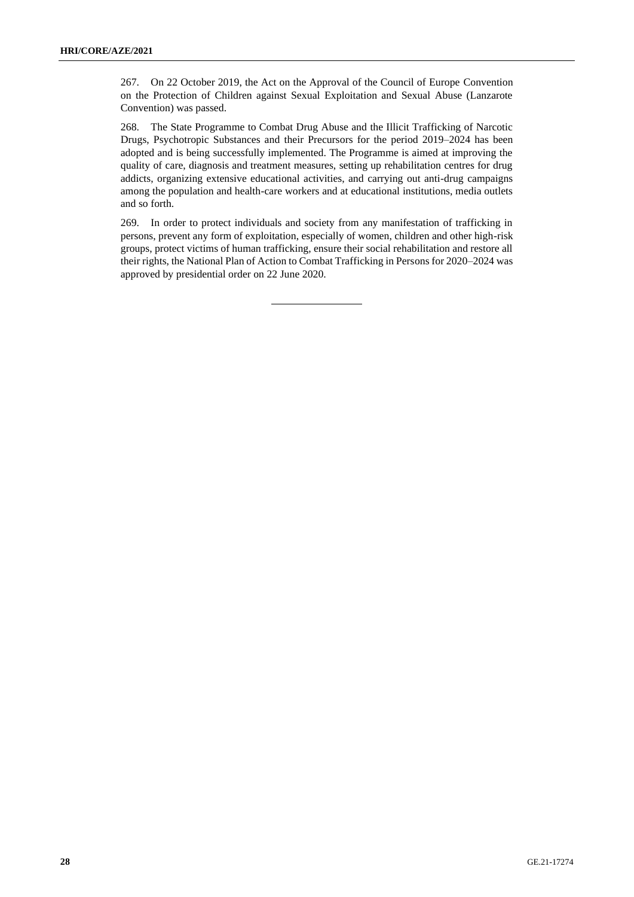267. On 22 October 2019, the Act on the Approval of the Council of Europe Convention on the Protection of Children against Sexual Exploitation and Sexual Abuse (Lanzarote Convention) was passed.

268. The State Programme to Combat Drug Abuse and the Illicit Trafficking of Narcotic Drugs, Psychotropic Substances and their Precursors for the period 2019–2024 has been adopted and is being successfully implemented. The Programme is aimed at improving the quality of care, diagnosis and treatment measures, setting up rehabilitation centres for drug addicts, organizing extensive educational activities, and carrying out anti-drug campaigns among the population and health-care workers and at educational institutions, media outlets and so forth.

269. In order to protect individuals and society from any manifestation of trafficking in persons, prevent any form of exploitation, especially of women, children and other high-risk groups, protect victims of human trafficking, ensure their social rehabilitation and restore all their rights, the National Plan of Action to Combat Trafficking in Persons for 2020–2024 was approved by presidential order on 22 June 2020.